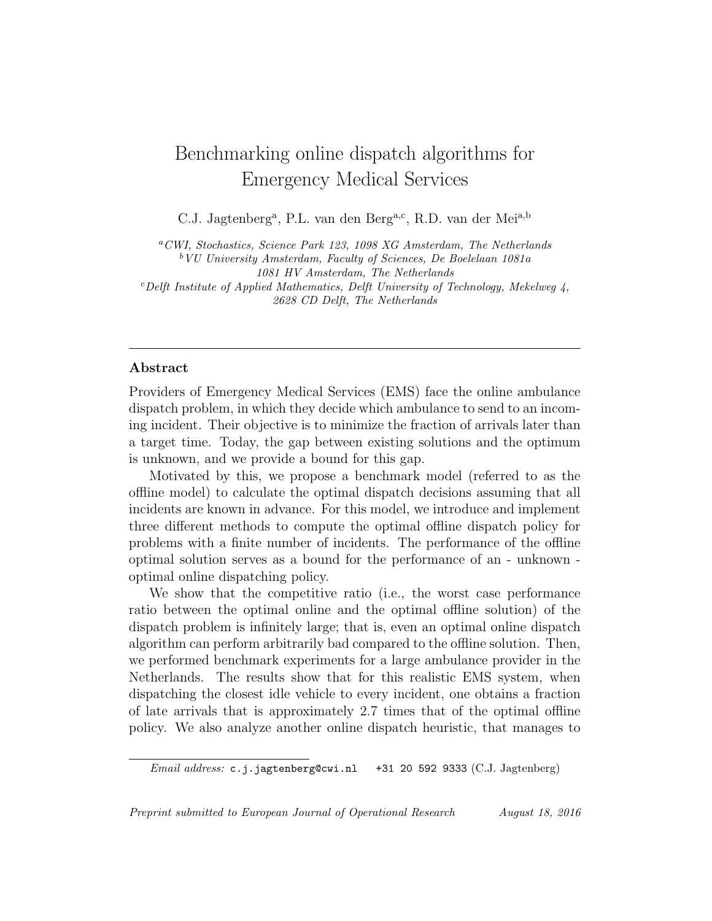# Benchmarking online dispatch algorithms for Emergency Medical Services

C.J. Jagtenberg[a], P.L. van den Berg[a,c], R.D. van der Mei[a,b]

[a] *CWI, Stochastics, Science Park 123, 1098 XG Amsterdam, The Netherlands*
[b] *VU University Amsterdam, Faculty of Sciences, De Boelelaan 1081a 1081 HV Amsterdam, The Netherlands*
[c] *Delft Institute of Applied Mathematics, Delft University of Technology, Mekelweg 4, 2628 CD Delft, The Netherlands*

---

## Abstract

Providers of Emergency Medical Services (EMS) face the online ambulance dispatch problem, in which they decide which ambulance to send to an incoming incident. Their objective is to minimize the fraction of arrivals later than a target time. Today, the gap between existing solutions and the optimum is unknown, and we provide a bound for this gap.

Motivated by this, we propose a benchmark model (referred to as the offline model) to calculate the optimal dispatch decisions assuming that all incidents are known in advance. For this model, we introduce and implement three different methods to compute the optimal offline dispatch policy for problems with a finite number of incidents. The performance of the offline optimal solution serves as a bound for the performance of an - unknown - optimal online dispatching policy.

We show that the competitive ratio (i.e., the worst case performance ratio between the optimal online and the optimal offline solution) of the dispatch problem is infinitely large; that is, even an optimal online dispatch algorithm can perform arbitrarily bad compared to the offline solution. Then, we performed benchmark experiments for a large ambulance provider in the Netherlands. The results show that for this realistic EMS system, when dispatching the closest idle vehicle to every incident, one obtains a fraction of late arrivals that is approximately 2.7 times that of the optimal offline policy. We also analyze another online dispatch heuristic, that manages to

---

*Email address:* `c.j.jagtenberg@cwi.nl` `+31 20 592 9333` (C.J. Jagtenberg)

*Preprint submitted to European Journal of Operational Research* *August 18, 2016*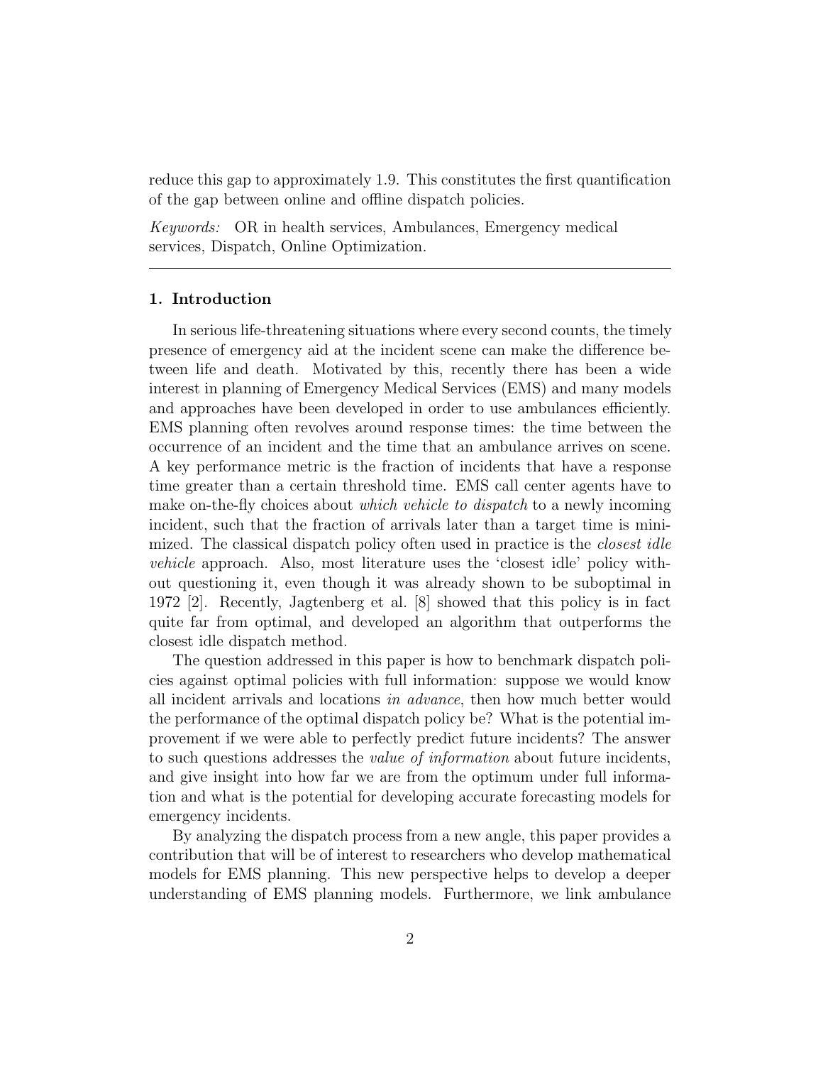reduce this gap to approximately 1.9. This constitutes the first quantification of the gap between online and offline dispatch policies.

*Keywords:* OR in health services, Ambulances, Emergency medical services, Dispatch, Online Optimization.

---

## 1. Introduction

In serious life-threatening situations where every second counts, the timely presence of emergency aid at the incident scene can make the difference between life and death. Motivated by this, recently there has been a wide interest in planning of Emergency Medical Services (EMS) and many models and approaches have been developed in order to use ambulances efficiently. EMS planning often revolves around response times: the time between the occurrence of an incident and the time that an ambulance arrives on scene. A key performance metric is the fraction of incidents that have a response time greater than a certain threshold time. EMS call center agents have to make on-the-fly choices about *which vehicle to dispatch* to a newly incoming incident, such that the fraction of arrivals later than a target time is minimized. The classical dispatch policy often used in practice is the *closest idle vehicle* approach. Also, most literature uses the 'closest idle' policy without questioning it, even though it was already shown to be suboptimal in 1972 [2]. Recently, Jagtenberg et al. [8] showed that this policy is in fact quite far from optimal, and developed an algorithm that outperforms the closest idle dispatch method.

The question addressed in this paper is how to benchmark dispatch policies against optimal policies with full information: suppose we would know all incident arrivals and locations *in advance*, then how much better would the performance of the optimal dispatch policy be? What is the potential improvement if we were able to perfectly predict future incidents? The answer to such questions addresses the *value of information* about future incidents, and give insight into how far we are from the optimum under full information and what is the potential for developing accurate forecasting models for emergency incidents.

By analyzing the dispatch process from a new angle, this paper provides a contribution that will be of interest to researchers who develop mathematical models for EMS planning. This new perspective helps to develop a deeper understanding of EMS planning models. Furthermore, we link ambulance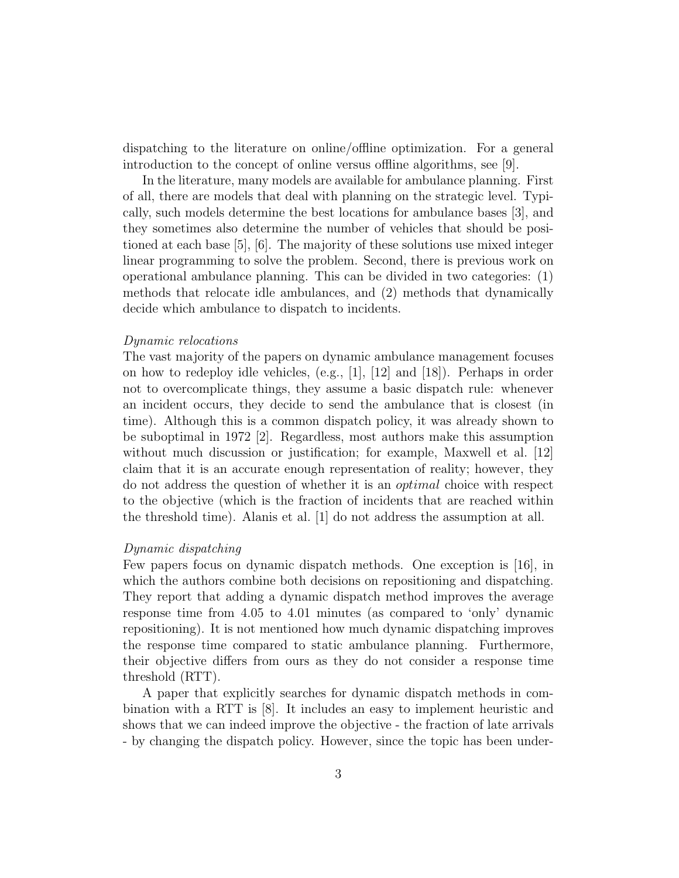dispatching to the literature on online/offline optimization. For a general introduction to the concept of online versus offline algorithms, see [9].

In the literature, many models are available for ambulance planning. First of all, there are models that deal with planning on the strategic level. Typically, such models determine the best locations for ambulance bases [3], and they sometimes also determine the number of vehicles that should be positioned at each base [5], [6]. The majority of these solutions use mixed integer linear programming to solve the problem. Second, there is previous work on operational ambulance planning. This can be divided in two categories: (1) methods that relocate idle ambulances, and (2) methods that dynamically decide which ambulance to dispatch to incidents.

*Dynamic relocations*

The vast majority of the papers on dynamic ambulance management focuses on how to redeploy idle vehicles, (e.g., [1], [12] and [18]). Perhaps in order not to overcomplicate things, they assume a basic dispatch rule: whenever an incident occurs, they decide to send the ambulance that is closest (in time). Although this is a common dispatch policy, it was already shown to be suboptimal in 1972 [2]. Regardless, most authors make this assumption without much discussion or justification; for example, Maxwell et al. [12] claim that it is an accurate enough representation of reality; however, they do not address the question of whether it is an *optimal* choice with respect to the objective (which is the fraction of incidents that are reached within the threshold time). Alanis et al. [1] do not address the assumption at all.

*Dynamic dispatching*

Few papers focus on dynamic dispatch methods. One exception is [16], in which the authors combine both decisions on repositioning and dispatching. They report that adding a dynamic dispatch method improves the average response time from 4.05 to 4.01 minutes (as compared to 'only' dynamic repositioning). It is not mentioned how much dynamic dispatching improves the response time compared to static ambulance planning. Furthermore, their objective differs from ours as they do not consider a response time threshold (RTT).

A paper that explicitly searches for dynamic dispatch methods in combination with a RTT is [8]. It includes an easy to implement heuristic and shows that we can indeed improve the objective - the fraction of late arrivals - by changing the dispatch policy. However, since the topic has been under-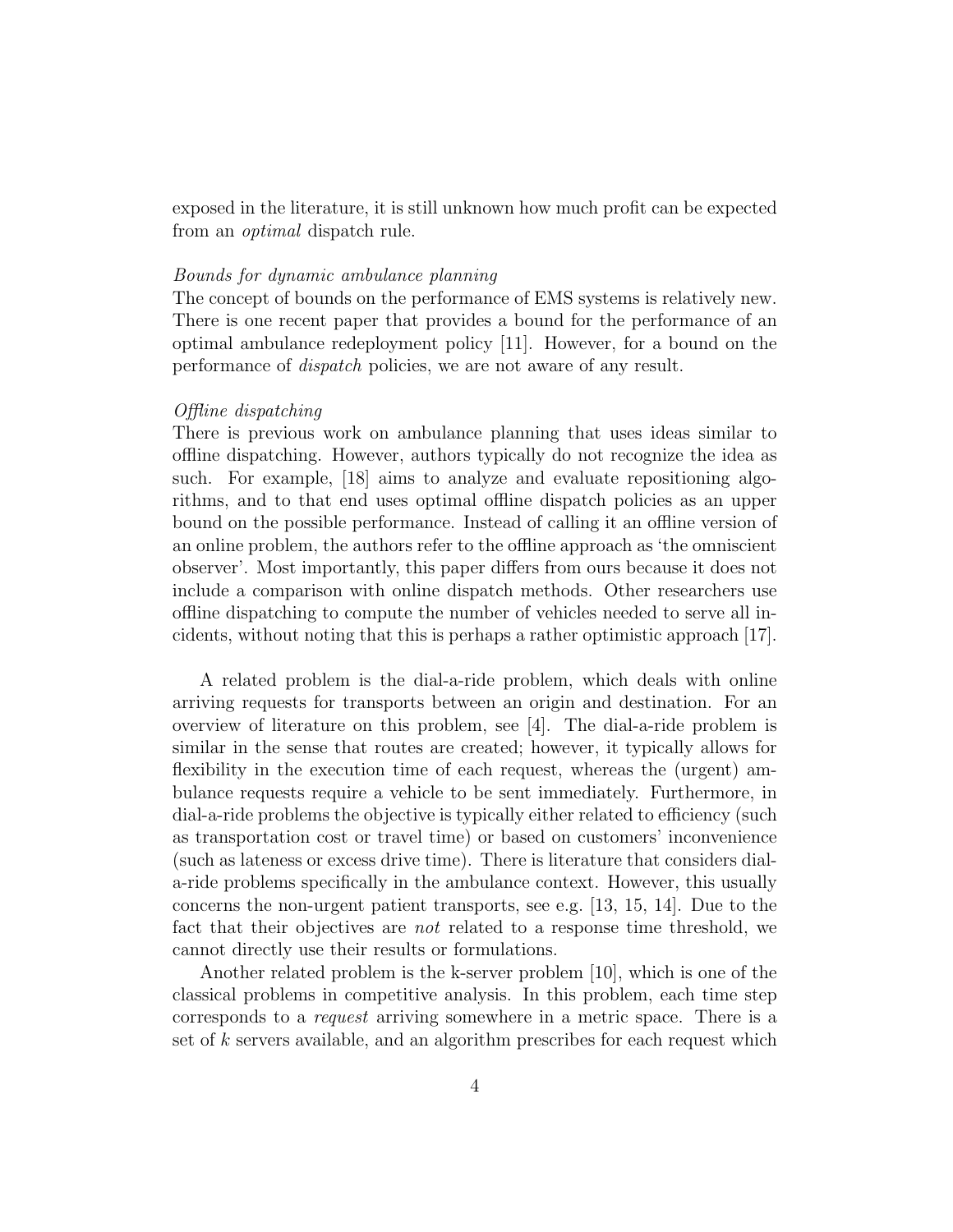exposed in the literature, it is still unknown how much profit can be expected from an *optimal* dispatch rule.

*Bounds for dynamic ambulance planning*
The concept of bounds on the performance of EMS systems is relatively new. There is one recent paper that provides a bound for the performance of an optimal ambulance redeployment policy [11]. However, for a bound on the performance of *dispatch* policies, we are not aware of any result.

*Offline dispatching*
There is previous work on ambulance planning that uses ideas similar to offline dispatching. However, authors typically do not recognize the idea as such. For example, [18] aims to analyze and evaluate repositioning algorithms, and to that end uses optimal offline dispatch policies as an upper bound on the possible performance. Instead of calling it an offline version of an online problem, the authors refer to the offline approach as 'the omniscient observer'. Most importantly, this paper differs from ours because it does not include a comparison with online dispatch methods. Other researchers use offline dispatching to compute the number of vehicles needed to serve all incidents, without noting that this is perhaps a rather optimistic approach [17].

A related problem is the dial-a-ride problem, which deals with online arriving requests for transports between an origin and destination. For an overview of literature on this problem, see [4]. The dial-a-ride problem is similar in the sense that routes are created; however, it typically allows for flexibility in the execution time of each request, whereas the (urgent) ambulance requests require a vehicle to be sent immediately. Furthermore, in dial-a-ride problems the objective is typically either related to efficiency (such as transportation cost or travel time) or based on customers' inconvenience (such as lateness or excess drive time). There is literature that considers dial-a-ride problems specifically in the ambulance context. However, this usually concerns the non-urgent patient transports, see e.g. [13, 15, 14]. Due to the fact that their objectives are *not* related to a response time threshold, we cannot directly use their results or formulations.

Another related problem is the k-server problem [10], which is one of the classical problems in competitive analysis. In this problem, each time step corresponds to a *request* arriving somewhere in a metric space. There is a set of $k$ servers available, and an algorithm prescribes for each request which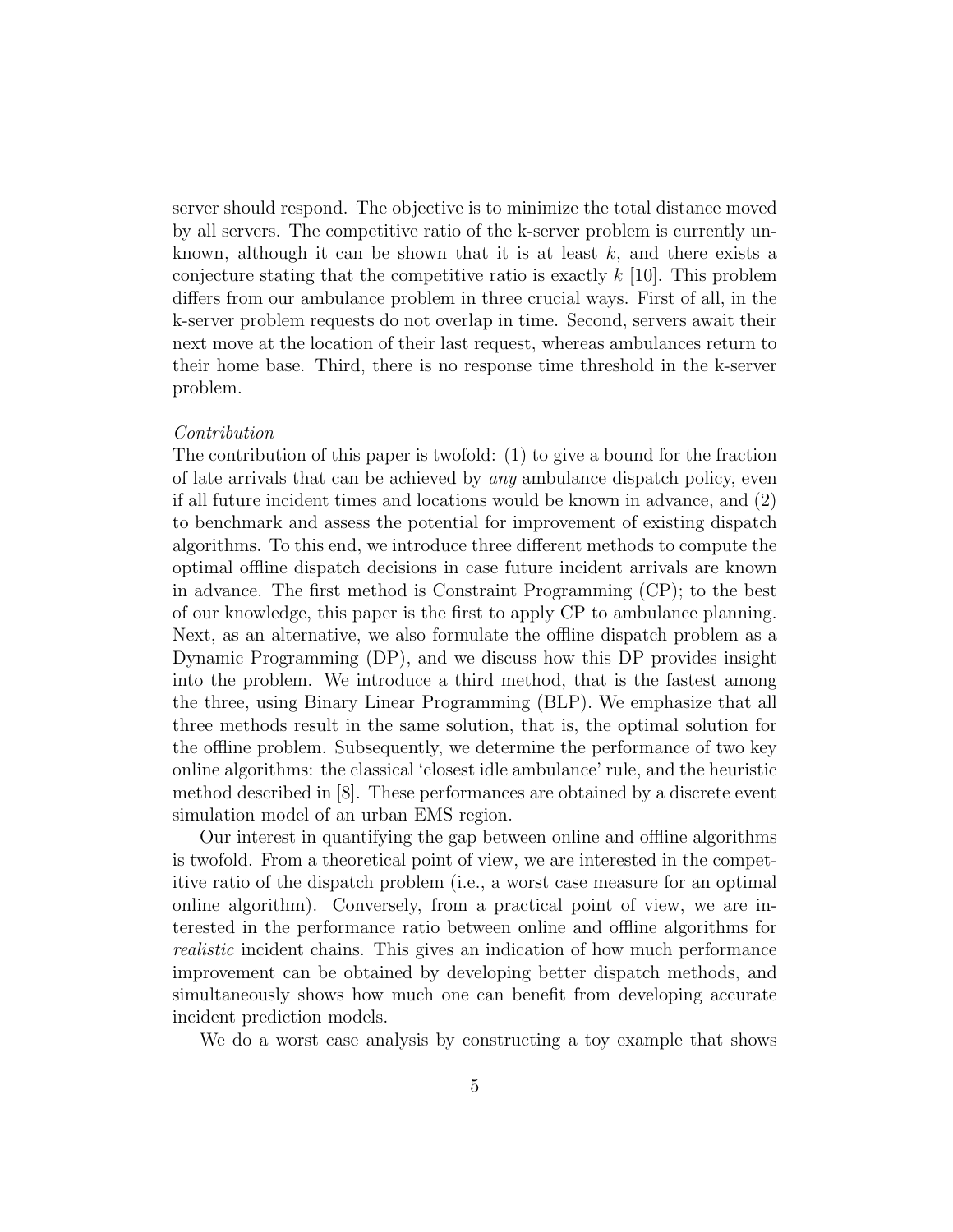server should respond. The objective is to minimize the total distance moved by all servers. The competitive ratio of the k-server problem is currently unknown, although it can be shown that it is at least $k$, and there exists a conjecture stating that the competitive ratio is exactly $k$ [10]. This problem differs from our ambulance problem in three crucial ways. First of all, in the k-server problem requests do not overlap in time. Second, servers await their next move at the location of their last request, whereas ambulances return to their home base. Third, there is no response time threshold in the k-server problem.

*Contribution*

The contribution of this paper is twofold: (1) to give a bound for the fraction of late arrivals that can be achieved by *any* ambulance dispatch policy, even if all future incident times and locations would be known in advance, and (2) to benchmark and assess the potential for improvement of existing dispatch algorithms. To this end, we introduce three different methods to compute the optimal offline dispatch decisions in case future incident arrivals are known in advance. The first method is Constraint Programming (CP); to the best of our knowledge, this paper is the first to apply CP to ambulance planning. Next, as an alternative, we also formulate the offline dispatch problem as a Dynamic Programming (DP), and we discuss how this DP provides insight into the problem. We introduce a third method, that is the fastest among the three, using Binary Linear Programming (BLP). We emphasize that all three methods result in the same solution, that is, the optimal solution for the offline problem. Subsequently, we determine the performance of two key online algorithms: the classical 'closest idle ambulance' rule, and the heuristic method described in [8]. These performances are obtained by a discrete event simulation model of an urban EMS region.

Our interest in quantifying the gap between online and offline algorithms is twofold. From a theoretical point of view, we are interested in the competitive ratio of the dispatch problem (i.e., a worst case measure for an optimal online algorithm). Conversely, from a practical point of view, we are interested in the performance ratio between online and offline algorithms for *realistic* incident chains. This gives an indication of how much performance improvement can be obtained by developing better dispatch methods, and simultaneously shows how much one can benefit from developing accurate incident prediction models.

We do a worst case analysis by constructing a toy example that shows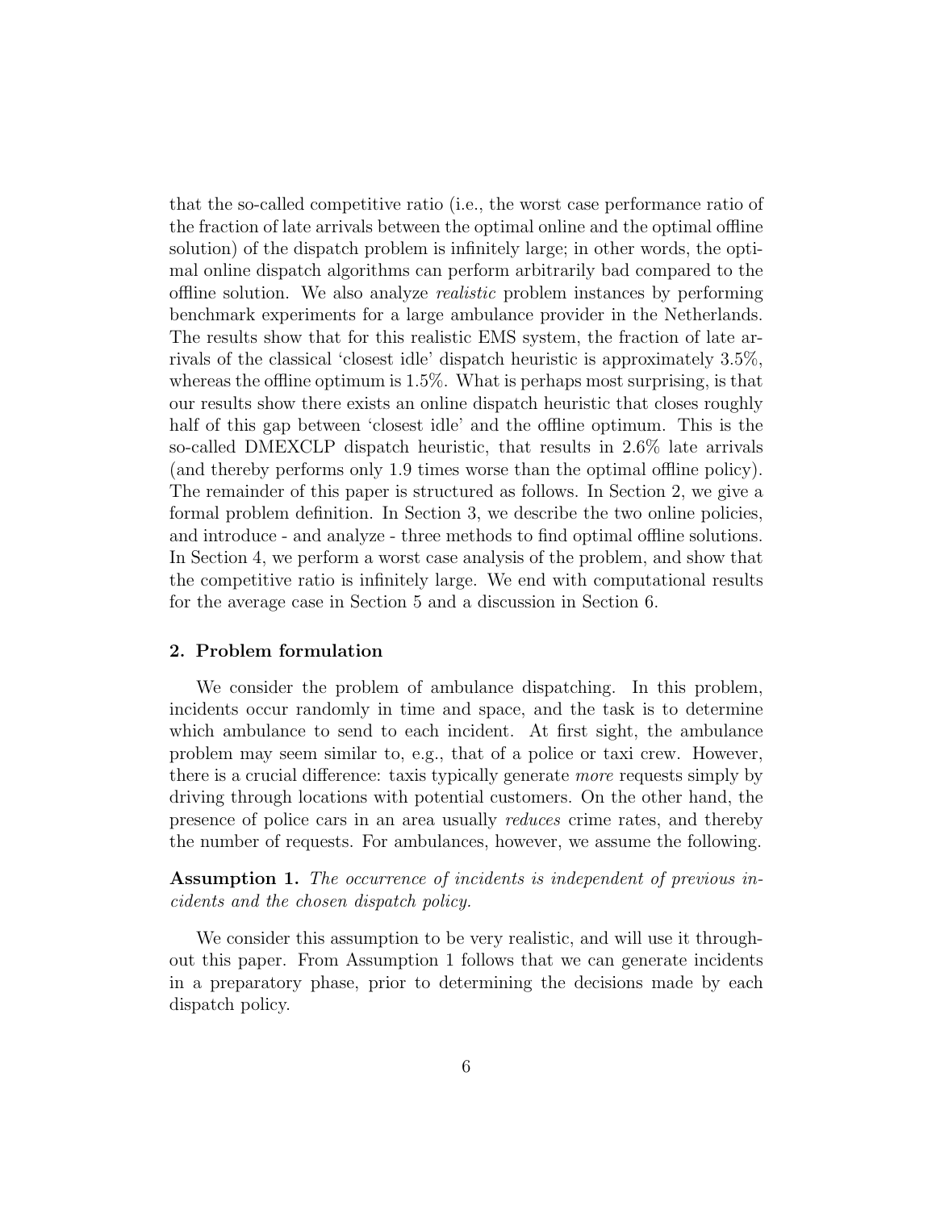that the so-called competitive ratio (i.e., the worst case performance ratio of the fraction of late arrivals between the optimal online and the optimal offline solution) of the dispatch problem is infinitely large; in other words, the optimal online dispatch algorithms can perform arbitrarily bad compared to the offline solution. We also analyze *realistic* problem instances by performing benchmark experiments for a large ambulance provider in the Netherlands. The results show that for this realistic EMS system, the fraction of late arrivals of the classical 'closest idle' dispatch heuristic is approximately 3.5%, whereas the offline optimum is 1.5%. What is perhaps most surprising, is that our results show there exists an online dispatch heuristic that closes roughly half of this gap between 'closest idle' and the offline optimum. This is the so-called DMEXCLP dispatch heuristic, that results in 2.6% late arrivals (and thereby performs only 1.9 times worse than the optimal offline policy). The remainder of this paper is structured as follows. In Section 2, we give a formal problem definition. In Section 3, we describe the two online policies, and introduce - and analyze - three methods to find optimal offline solutions. In Section 4, we perform a worst case analysis of the problem, and show that the competitive ratio is infinitely large. We end with computational results for the average case in Section 5 and a discussion in Section 6.

## 2. Problem formulation

We consider the problem of ambulance dispatching. In this problem, incidents occur randomly in time and space, and the task is to determine which ambulance to send to each incident. At first sight, the ambulance problem may seem similar to, e.g., that of a police or taxi crew. However, there is a crucial difference: taxis typically generate *more* requests simply by driving through locations with potential customers. On the other hand, the presence of police cars in an area usually *reduces* crime rates, and thereby the number of requests. For ambulances, however, we assume the following.

**Assumption 1.** *The occurrence of incidents is independent of previous incidents and the chosen dispatch policy.*

We consider this assumption to be very realistic, and will use it throughout this paper. From Assumption 1 follows that we can generate incidents in a preparatory phase, prior to determining the decisions made by each dispatch policy.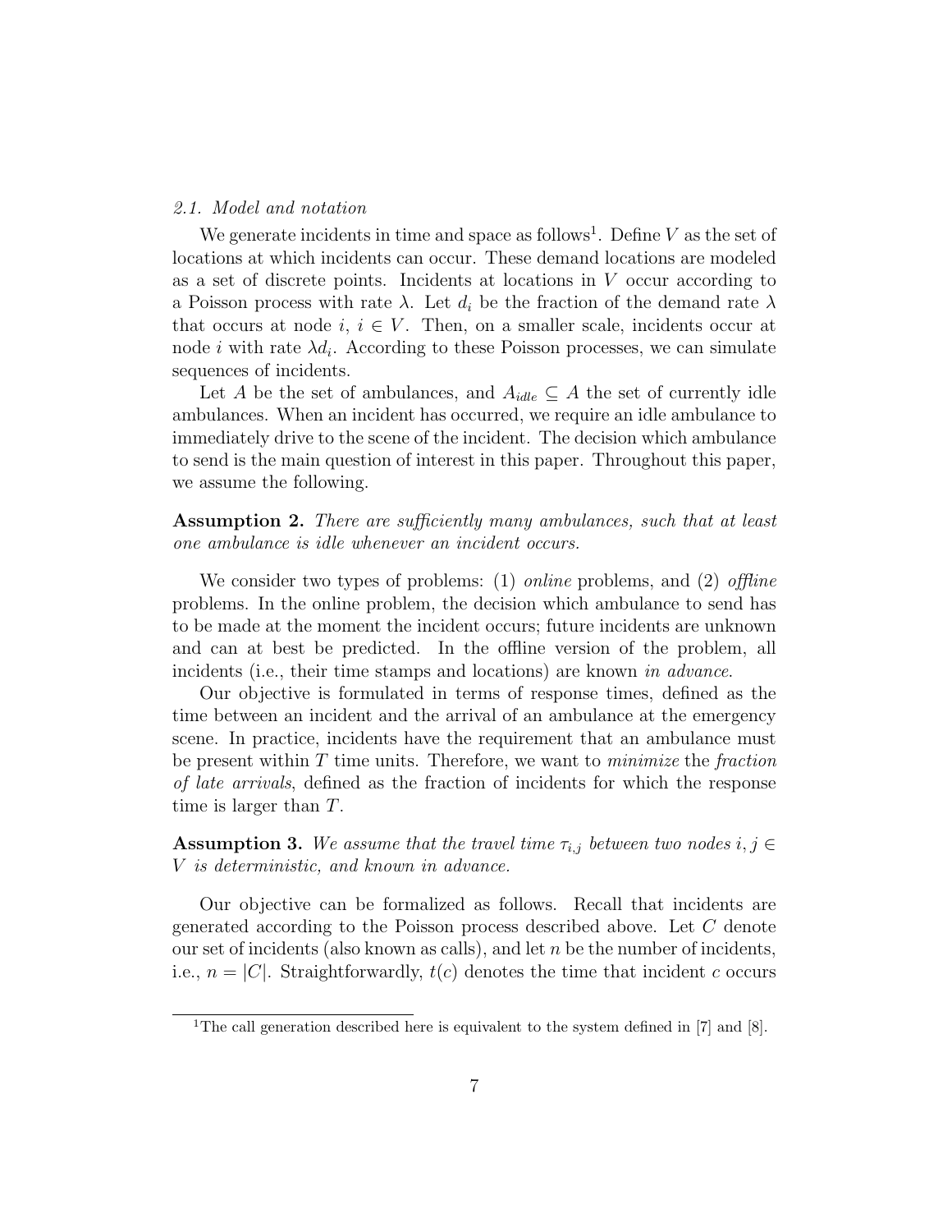### 2.1. Model and notation

We generate incidents in time and space as follows[1]. Define $V$ as the set of locations at which incidents can occur. These demand locations are modeled as a set of discrete points. Incidents at locations in $V$ occur according to a Poisson process with rate $\lambda$. Let $d_i$ be the fraction of the demand rate $\lambda$ that occurs at node $i$, $i \in V$. Then, on a smaller scale, incidents occur at node $i$ with rate $\lambda d_i$. According to these Poisson processes, we can simulate sequences of incidents.

Let $A$ be the set of ambulances, and $A_{idle} \subseteq A$ the set of currently idle ambulances. When an incident has occurred, we require an idle ambulance to immediately drive to the scene of the incident. The decision which ambulance to send is the main question of interest in this paper. Throughout this paper, we assume the following.

**Assumption 2.** *There are sufficiently many ambulances, such that at least one ambulance is idle whenever an incident occurs.*

We consider two types of problems: (1) *online* problems, and (2) *offline* problems. In the online problem, the decision which ambulance to send has to be made at the moment the incident occurs; future incidents are unknown and can at best be predicted. In the offline version of the problem, all incidents (i.e., their time stamps and locations) are known *in advance*.

Our objective is formulated in terms of response times, defined as the time between an incident and the arrival of an ambulance at the emergency scene. In practice, incidents have the requirement that an ambulance must be present within $T$ time units. Therefore, we want to *minimize* the *fraction of late arrivals*, defined as the fraction of incidents for which the response time is larger than $T$.

**Assumption 3.** *We assume that the travel time $\tau_{i,j}$ between two nodes $i, j \in V$ is deterministic, and known in advance.*

Our objective can be formalized as follows. Recall that incidents are generated according to the Poisson process described above. Let $C$ denote our set of incidents (also known as calls), and let $n$ be the number of incidents, i.e., $n = |C|$. Straightforwardly, $t(c)$ denotes the time that incident $c$ occurs

[1] The call generation described here is equivalent to the system defined in [7] and [8].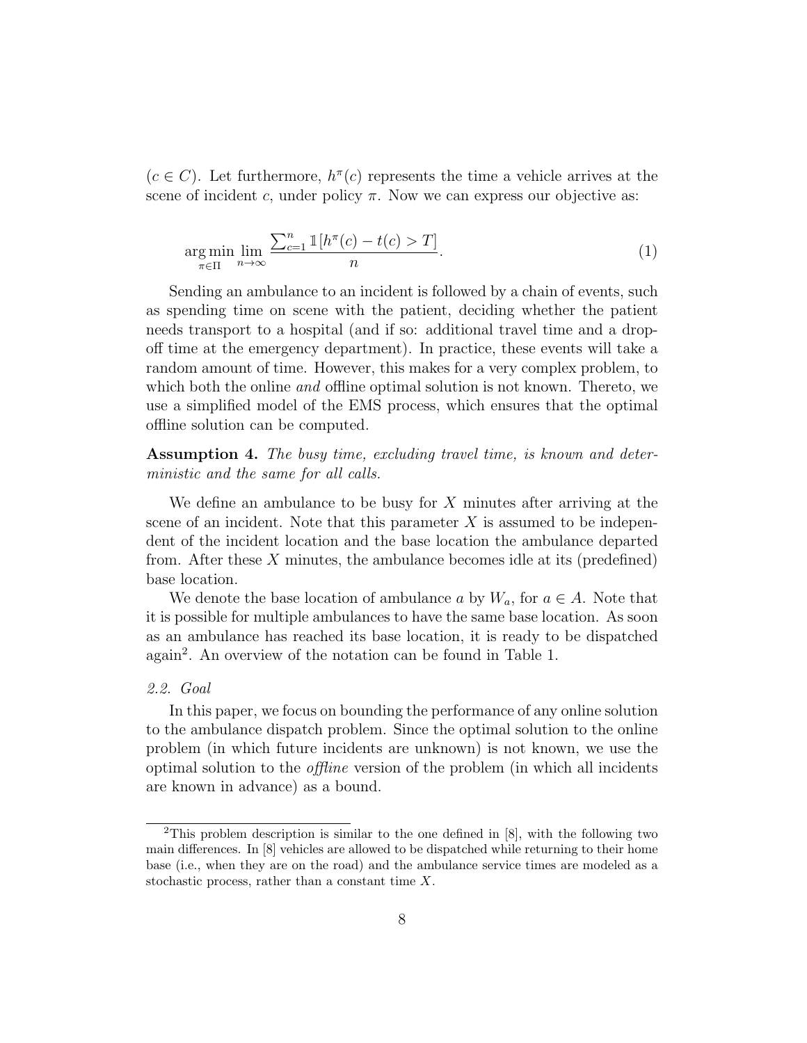($c \in C$). Let furthermore, $h^\pi(c)$ represents the time a vehicle arrives at the scene of incident $c$, under policy $\pi$. Now we can express our objective as:

$$\arg\min_{\pi \in \Pi} \lim_{n \to \infty} \frac{\sum_{c=1}^{n} \mathbb{1}\left[h^\pi(c) - t(c) > T\right]}{n}. \tag{1}$$

Sending an ambulance to an incident is followed by a chain of events, such as spending time on scene with the patient, deciding whether the patient needs transport to a hospital (and if so: additional travel time and a drop-off time at the emergency department). In practice, these events will take a random amount of time. However, this makes for a very complex problem, to which both the online *and* offline optimal solution is not known. Thereto, we use a simplified model of the EMS process, which ensures that the optimal offline solution can be computed.

**Assumption 4.** *The busy time, excluding travel time, is known and deterministic and the same for all calls.*

We define an ambulance to be busy for $X$ minutes after arriving at the scene of an incident. Note that this parameter $X$ is assumed to be independent of the incident location and the base location the ambulance departed from. After these $X$ minutes, the ambulance becomes idle at its (predefined) base location.

We denote the base location of ambulance $a$ by $W_a$, for $a \in A$. Note that it is possible for multiple ambulances to have the same base location. As soon as an ambulance has reached its base location, it is ready to be dispatched again[2]. An overview of the notation can be found in Table 1.

### *2.2. Goal*

In this paper, we focus on bounding the performance of any online solution to the ambulance dispatch problem. Since the optimal solution to the online problem (in which future incidents are unknown) is not known, we use the optimal solution to the *offline* version of the problem (in which all incidents are known in advance) as a bound.

[2]This problem description is similar to the one defined in [8], with the following two main differences. In [8] vehicles are allowed to be dispatched while returning to their home base (i.e., when they are on the road) and the ambulance service times are modeled as a stochastic process, rather than a constant time $X$.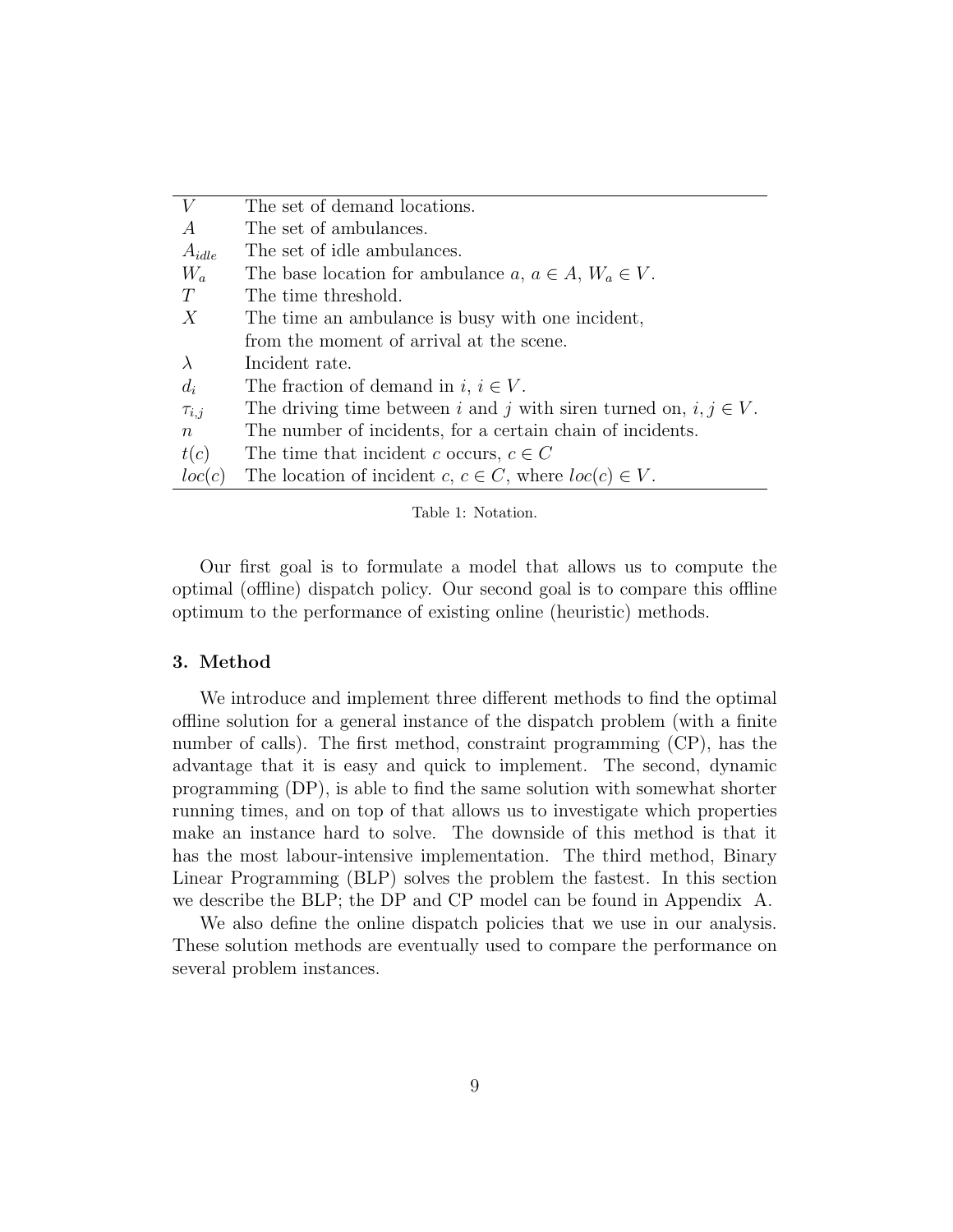| | |
|---|---|
| $V$ | The set of demand locations. |
| $A$ | The set of ambulances. |
| $A_{idle}$ | The set of idle ambulances. |
| $W_a$ | The base location for ambulance $a$, $a \in A$, $W_a \in V$. |
| $T$ | The time threshold. |
| $X$ | The time an ambulance is busy with one incident, from the moment of arrival at the scene. |
| $\lambda$ | Incident rate. |
| $d_i$ | The fraction of demand in $i$, $i \in V$. |
| $\tau_{i,j}$ | The driving time between $i$ and $j$ with siren turned on, $i, j \in V$. |
| $n$ | The number of incidents, for a certain chain of incidents. |
| $t(c)$ | The time that incident $c$ occurs, $c \in C$ |
| $loc(c)$ | The location of incident $c$, $c \in C$, where $loc(c) \in V$. |

Table 1: Notation.

Our first goal is to formulate a model that allows us to compute the optimal (offline) dispatch policy. Our second goal is to compare this offline optimum to the performance of existing online (heuristic) methods.

### 3. Method

We introduce and implement three different methods to find the optimal offline solution for a general instance of the dispatch problem (with a finite number of calls). The first method, constraint programming (CP), has the advantage that it is easy and quick to implement. The second, dynamic programming (DP), is able to find the same solution with somewhat shorter running times, and on top of that allows us to investigate which properties make an instance hard to solve. The downside of this method is that it has the most labour-intensive implementation. The third method, Binary Linear Programming (BLP) solves the problem the fastest. In this section we describe the BLP; the DP and CP model can be found in Appendix A.

We also define the online dispatch policies that we use in our analysis. These solution methods are eventually used to compare the performance on several problem instances.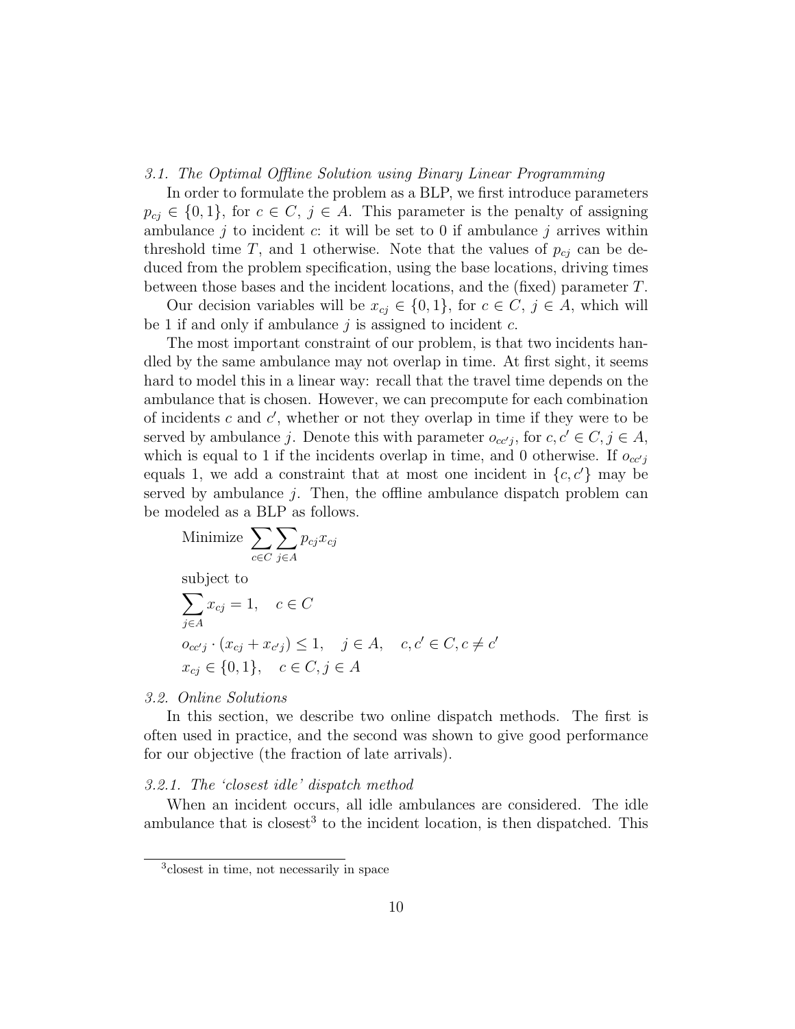### *3.1. The Optimal Offline Solution using Binary Linear Programming*

In order to formulate the problem as a BLP, we first introduce parameters $p_{cj} \in \{0, 1\}$, for $c \in C$, $j \in A$. This parameter is the penalty of assigning ambulance $j$ to incident $c$: it will be set to 0 if ambulance $j$ arrives within threshold time $T$, and 1 otherwise. Note that the values of $p_{cj}$ can be deduced from the problem specification, using the base locations, driving times between those bases and the incident locations, and the (fixed) parameter $T$.

Our decision variables will be $x_{cj} \in \{0, 1\}$, for $c \in C$, $j \in A$, which will be 1 if and only if ambulance $j$ is assigned to incident $c$.

The most important constraint of our problem, is that two incidents handled by the same ambulance may not overlap in time. At first sight, it seems hard to model this in a linear way: recall that the travel time depends on the ambulance that is chosen. However, we can precompute for each combination of incidents $c$ and $c'$, whether or not they overlap in time if they were to be served by ambulance $j$. Denote this with parameter $o_{cc'j}$, for $c, c' \in C, j \in A$, which is equal to 1 if the incidents overlap in time, and 0 otherwise. If $o_{cc'j}$ equals 1, we add a constraint that at most one incident in $\{c, c'\}$ may be served by ambulance $j$. Then, the offline ambulance dispatch problem can be modeled as a BLP as follows.

$$\text{Minimize } \sum_{c \in C} \sum_{j \in A} p_{cj} x_{cj}$$

subject to

$$\sum_{j \in A} x_{cj} = 1, \quad c \in C$$

$$o_{cc'j} \cdot (x_{cj} + x_{c'j}) \leq 1, \quad j \in A, \quad c, c' \in C, c \neq c'$$

$$x_{cj} \in \{0, 1\}, \quad c \in C, j \in A$$

### *3.2. Online Solutions*

In this section, we describe two online dispatch methods. The first is often used in practice, and the second was shown to give good performance for our objective (the fraction of late arrivals).

#### *3.2.1. The 'closest idle' dispatch method*

When an incident occurs, all idle ambulances are considered. The idle ambulance that is closest[3] to the incident location, is then dispatched. This

[3] closest in time, not necessarily in space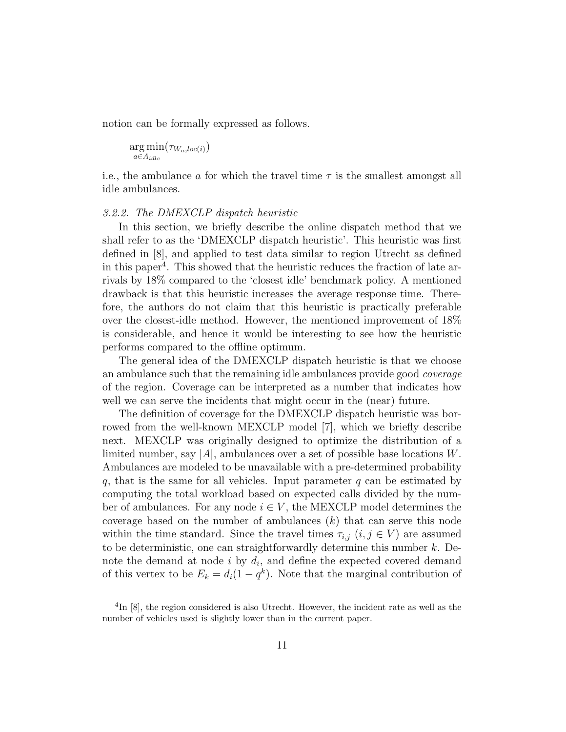notion can be formally expressed as follows.

$$\arg\min_{a \in A_{idle}} (\tau_{W_a, loc(i)})$$

i.e., the ambulance $a$ for which the travel time $\tau$ is the smallest amongst all idle ambulances.

### *3.2.2. The DMEXCLP dispatch heuristic*

In this section, we briefly describe the online dispatch method that we shall refer to as the 'DMEXCLP dispatch heuristic'. This heuristic was first defined in [8], and applied to test data similar to region Utrecht as defined in this paper[4]. This showed that the heuristic reduces the fraction of late arrivals by 18% compared to the 'closest idle' benchmark policy. A mentioned drawback is that this heuristic increases the average response time. Therefore, the authors do not claim that this heuristic is practically preferable over the closest-idle method. However, the mentioned improvement of 18% is considerable, and hence it would be interesting to see how the heuristic performs compared to the offline optimum.

The general idea of the DMEXCLP dispatch heuristic is that we choose an ambulance such that the remaining idle ambulances provide good *coverage* of the region. Coverage can be interpreted as a number that indicates how well we can serve the incidents that might occur in the (near) future.

The definition of coverage for the DMEXCLP dispatch heuristic was borrowed from the well-known MEXCLP model [7], which we briefly describe next. MEXCLP was originally designed to optimize the distribution of a limited number, say $|A|$, ambulances over a set of possible base locations $W$. Ambulances are modeled to be unavailable with a pre-determined probability $q$, that is the same for all vehicles. Input parameter $q$ can be estimated by computing the total workload based on expected calls divided by the number of ambulances. For any node $i \in V$, the MEXCLP model determines the coverage based on the number of ambulances ($k$) that can serve this node within the time standard. Since the travel times $\tau_{i,j}$ ($i, j \in V$) are assumed to be deterministic, one can straightforwardly determine this number $k$. Denote the demand at node $i$ by $d_i$, and define the expected covered demand of this vertex to be $E_k = d_i(1 - q^k)$. Note that the marginal contribution of

[4] In [8], the region considered is also Utrecht. However, the incident rate as well as the number of vehicles used is slightly lower than in the current paper.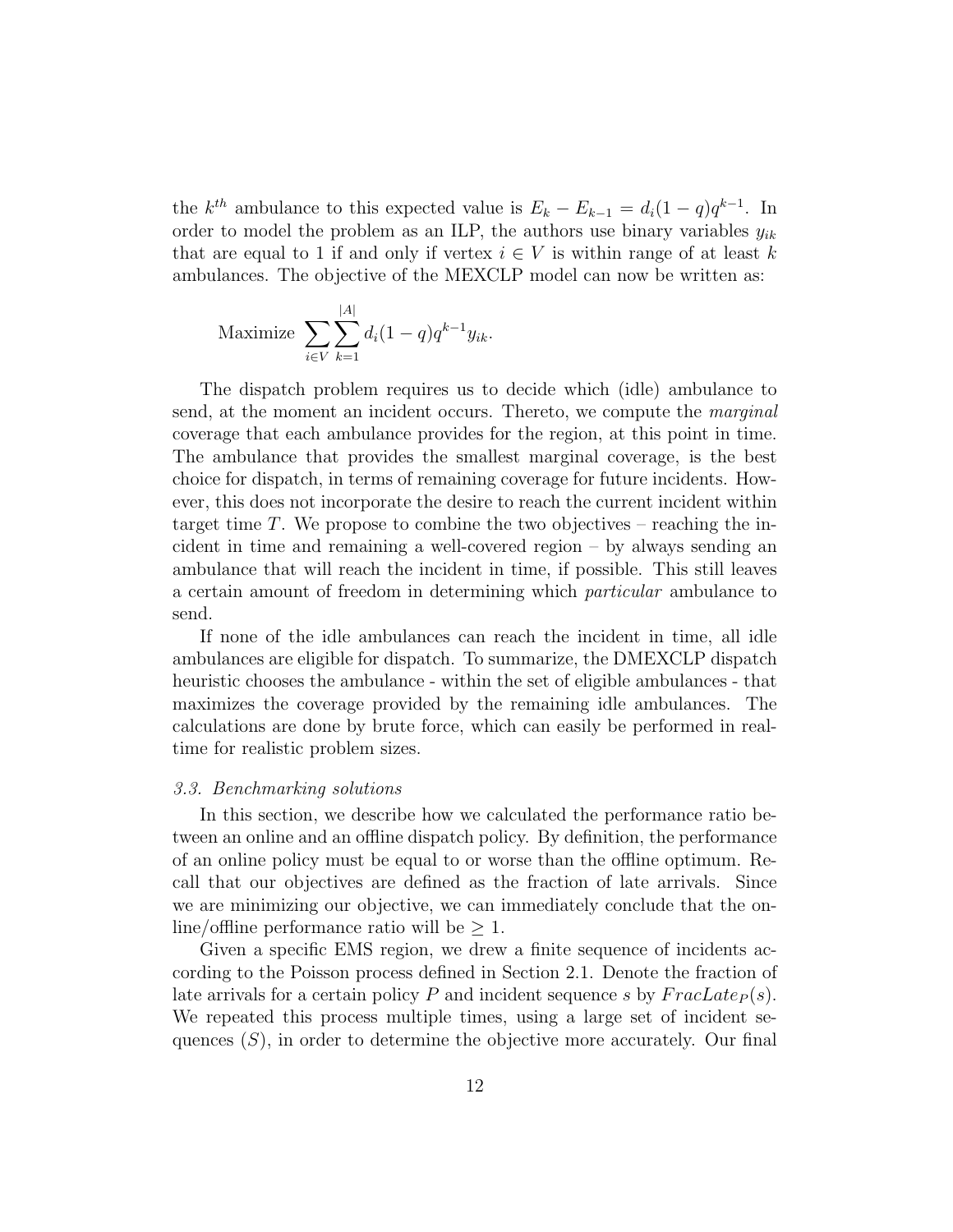the $k^{th}$ ambulance to this expected value is $E_k - E_{k-1} = d_i(1-q)q^{k-1}$. In order to model the problem as an ILP, the authors use binary variables $y_{ik}$ that are equal to 1 if and only if vertex $i \in V$ is within range of at least $k$ ambulances. The objective of the MEXCLP model can now be written as:

$$\text{Maximize } \sum_{i \in V} \sum_{k=1}^{|A|} d_i(1-q)q^{k-1} y_{ik}.$$

The dispatch problem requires us to decide which (idle) ambulance to send, at the moment an incident occurs. Thereto, we compute the *marginal* coverage that each ambulance provides for the region, at this point in time. The ambulance that provides the smallest marginal coverage, is the best choice for dispatch, in terms of remaining coverage for future incidents. However, this does not incorporate the desire to reach the current incident within target time $T$. We propose to combine the two objectives – reaching the incident in time and remaining a well-covered region – by always sending an ambulance that will reach the incident in time, if possible. This still leaves a certain amount of freedom in determining which *particular* ambulance to send.

If none of the idle ambulances can reach the incident in time, all idle ambulances are eligible for dispatch. To summarize, the DMEXCLP dispatch heuristic chooses the ambulance - within the set of eligible ambulances - that maximizes the coverage provided by the remaining idle ambulances. The calculations are done by brute force, which can easily be performed in real-time for realistic problem sizes.

### *3.3. Benchmarking solutions*

In this section, we describe how we calculated the performance ratio between an online and an offline dispatch policy. By definition, the performance of an online policy must be equal to or worse than the offline optimum. Recall that our objectives are defined as the fraction of late arrivals. Since we are minimizing our objective, we can immediately conclude that the online/offline performance ratio will be $\geq 1$.

Given a specific EMS region, we drew a finite sequence of incidents according to the Poisson process defined in Section 2.1. Denote the fraction of late arrivals for a certain policy $P$ and incident sequence $s$ by $FracLate_P(s)$. We repeated this process multiple times, using a large set of incident sequences ($S$), in order to determine the objective more accurately. Our final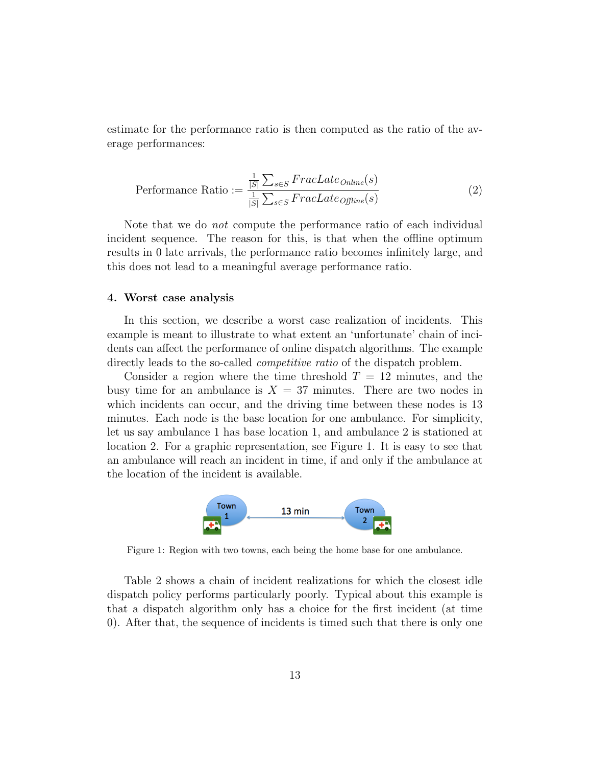estimate for the performance ratio is then computed as the ratio of the average performances:

$$\text{Performance Ratio} := \frac{\frac{1}{|S|}\sum_{s \in S} FracLate_{Online}(s)}{\frac{1}{|S|}\sum_{s \in S} FracLate_{Offline}(s)} \tag{2}$$

Note that we do *not* compute the performance ratio of each individual incident sequence. The reason for this, is that when the offline optimum results in 0 late arrivals, the performance ratio becomes infinitely large, and this does not lead to a meaningful average performance ratio.

## 4. Worst case analysis

In this section, we describe a worst case realization of incidents. This example is meant to illustrate to what extent an 'unfortunate' chain of incidents can affect the performance of online dispatch algorithms. The example directly leads to the so-called *competitive ratio* of the dispatch problem.

Consider a region where the time threshold $T = 12$ minutes, and the busy time for an ambulance is $X = 37$ minutes. There are two nodes in which incidents can occur, and the driving time between these nodes is 13 minutes. Each node is the base location for one ambulance. For simplicity, let us say ambulance 1 has base location 1, and ambulance 2 is stationed at location 2. For a graphic representation, see Figure 1. It is easy to see that an ambulance will reach an incident in time, if and only if the ambulance at the location of the incident is available.

Figure 1: Region with two towns, each being the home base for one ambulance.

Table 2 shows a chain of incident realizations for which the closest idle dispatch policy performs particularly poorly. Typical about this example is that a dispatch algorithm only has a choice for the first incident (at time 0). After that, the sequence of incidents is timed such that there is only one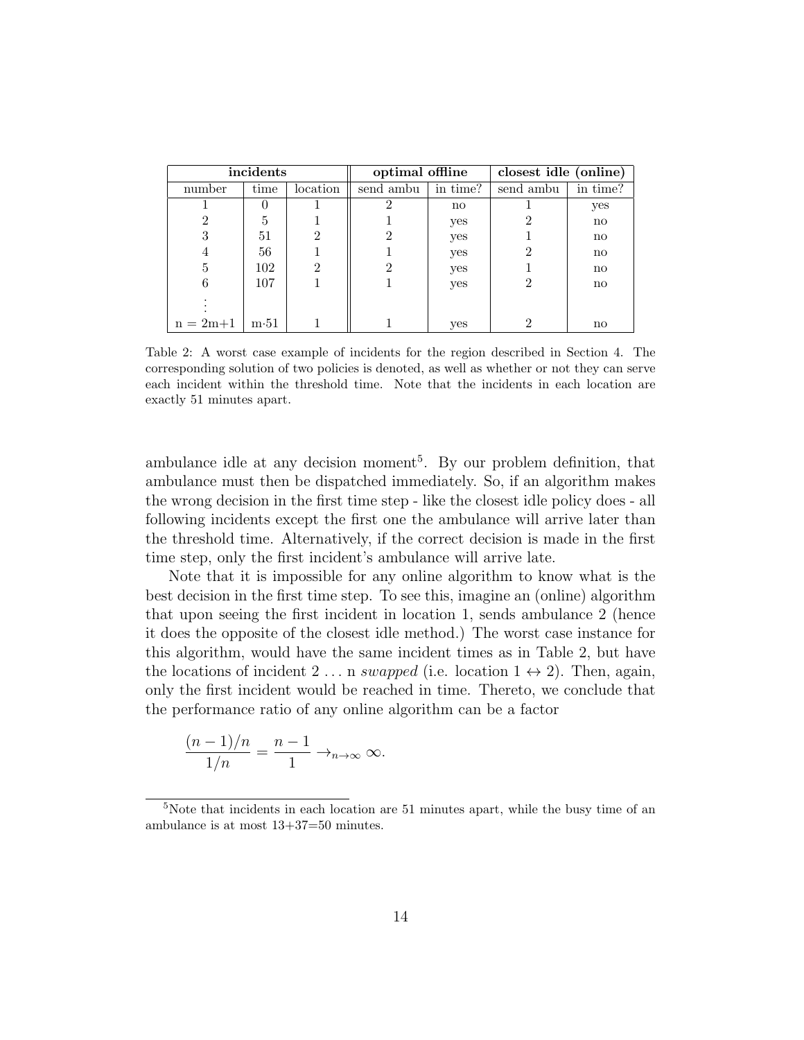| incidents | | | optimal offline | | closest idle (online) | |
|---|---|---|---|---|---|---|
| number | time | location | send ambu | in time? | send ambu | in time? |
| 1 | 0 | 1 | 2 | no | 1 | yes |
| 2 | 5 | 1 | 1 | yes | 2 | no |
| 3 | 51 | 2 | 2 | yes | 1 | no |
| 4 | 56 | 1 | 1 | yes | 2 | no |
| 5 | 102 | 2 | 2 | yes | 1 | no |
| 6 | 107 | 1 | 1 | yes | 2 | no |
| ⋮ | | | | | | |
| n = 2m+1 | m·51 | 1 | 1 | yes | 2 | no |

Table 2: A worst case example of incidents for the region described in Section 4. The corresponding solution of two policies is denoted, as well as whether or not they can serve each incident within the threshold time. Note that the incidents in each location are exactly 51 minutes apart.

ambulance idle at any decision moment[5]. By our problem definition, that ambulance must then be dispatched immediately. So, if an algorithm makes the wrong decision in the first time step - like the closest idle policy does - all following incidents except the first one the ambulance will arrive later than the threshold time. Alternatively, if the correct decision is made in the first time step, only the first incident's ambulance will arrive late.

Note that it is impossible for any online algorithm to know what is the best decision in the first time step. To see this, imagine an (online) algorithm that upon seeing the first incident in location 1, sends ambulance 2 (hence it does the opposite of the closest idle method.) The worst case instance for this algorithm, would have the same incident times as in Table 2, but have the locations of incident 2 ... n *swapped* (i.e. location $1 \leftrightarrow 2$). Then, again, only the first incident would be reached in time. Thereto, we conclude that the performance ratio of any online algorithm can be a factor

$$\frac{(n-1)/n}{1/n} = \frac{n-1}{1} \rightarrow_{n\rightarrow\infty} \infty.$$

[5]Note that incidents in each location are 51 minutes apart, while the busy time of an ambulance is at most 13+37=50 minutes.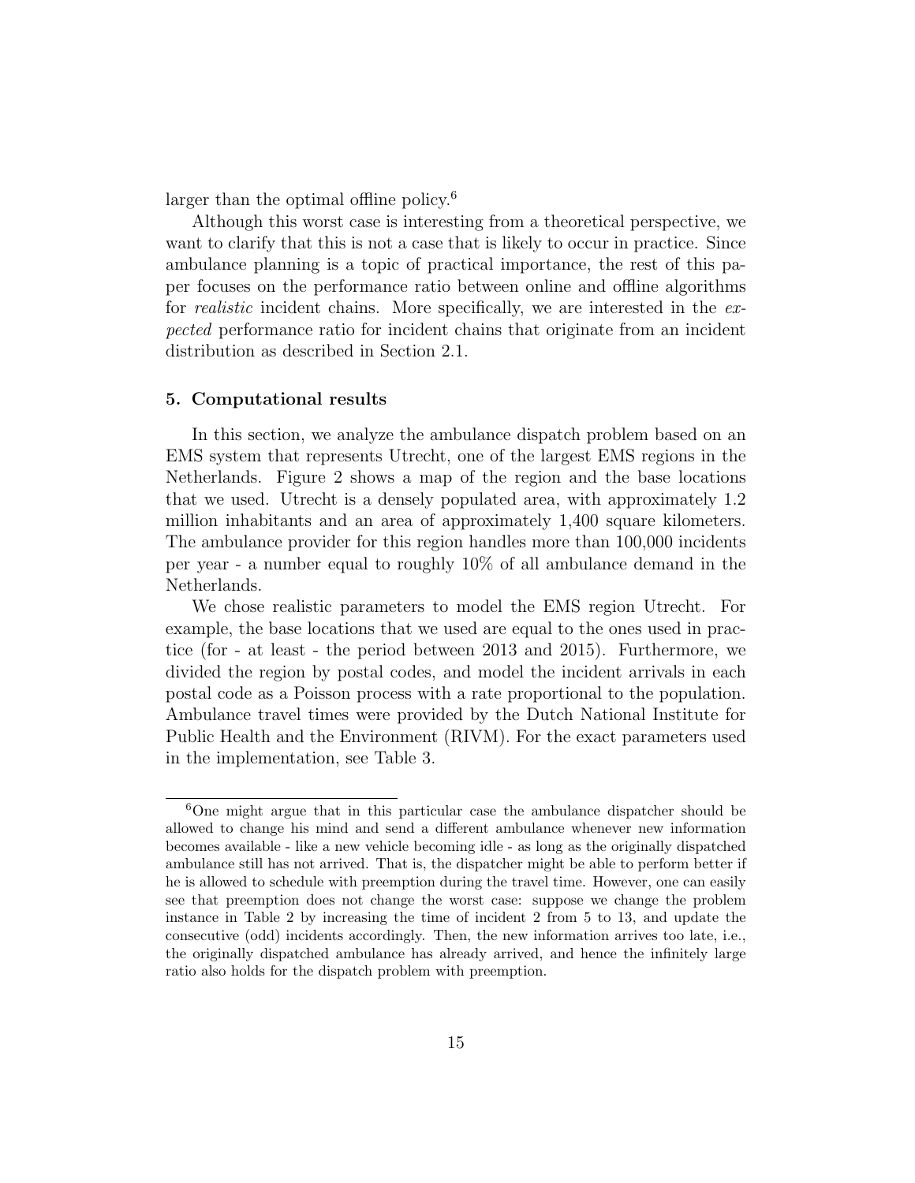larger than the optimal offline policy.[6]

Although this worst case is interesting from a theoretical perspective, we want to clarify that this is not a case that is likely to occur in practice. Since ambulance planning is a topic of practical importance, the rest of this paper focuses on the performance ratio between online and offline algorithms for *realistic* incident chains. More specifically, we are interested in the *expected* performance ratio for incident chains that originate from an incident distribution as described in Section 2.1.

## 5. Computational results

In this section, we analyze the ambulance dispatch problem based on an EMS system that represents Utrecht, one of the largest EMS regions in the Netherlands. Figure 2 shows a map of the region and the base locations that we used. Utrecht is a densely populated area, with approximately 1.2 million inhabitants and an area of approximately 1,400 square kilometers. The ambulance provider for this region handles more than 100,000 incidents per year - a number equal to roughly 10% of all ambulance demand in the Netherlands.

We chose realistic parameters to model the EMS region Utrecht. For example, the base locations that we used are equal to the ones used in practice (for - at least - the period between 2013 and 2015). Furthermore, we divided the region by postal codes, and model the incident arrivals in each postal code as a Poisson process with a rate proportional to the population. Ambulance travel times were provided by the Dutch National Institute for Public Health and the Environment (RIVM). For the exact parameters used in the implementation, see Table 3.

[6] One might argue that in this particular case the ambulance dispatcher should be allowed to change his mind and send a different ambulance whenever new information becomes available - like a new vehicle becoming idle - as long as the originally dispatched ambulance still has not arrived. That is, the dispatcher might be able to perform better if he is allowed to schedule with preemption during the travel time. However, one can easily see that preemption does not change the worst case: suppose we change the problem instance in Table 2 by increasing the time of incident 2 from 5 to 13, and update the consecutive (odd) incidents accordingly. Then, the new information arrives too late, i.e., the originally dispatched ambulance has already arrived, and hence the infinitely large ratio also holds for the dispatch problem with preemption.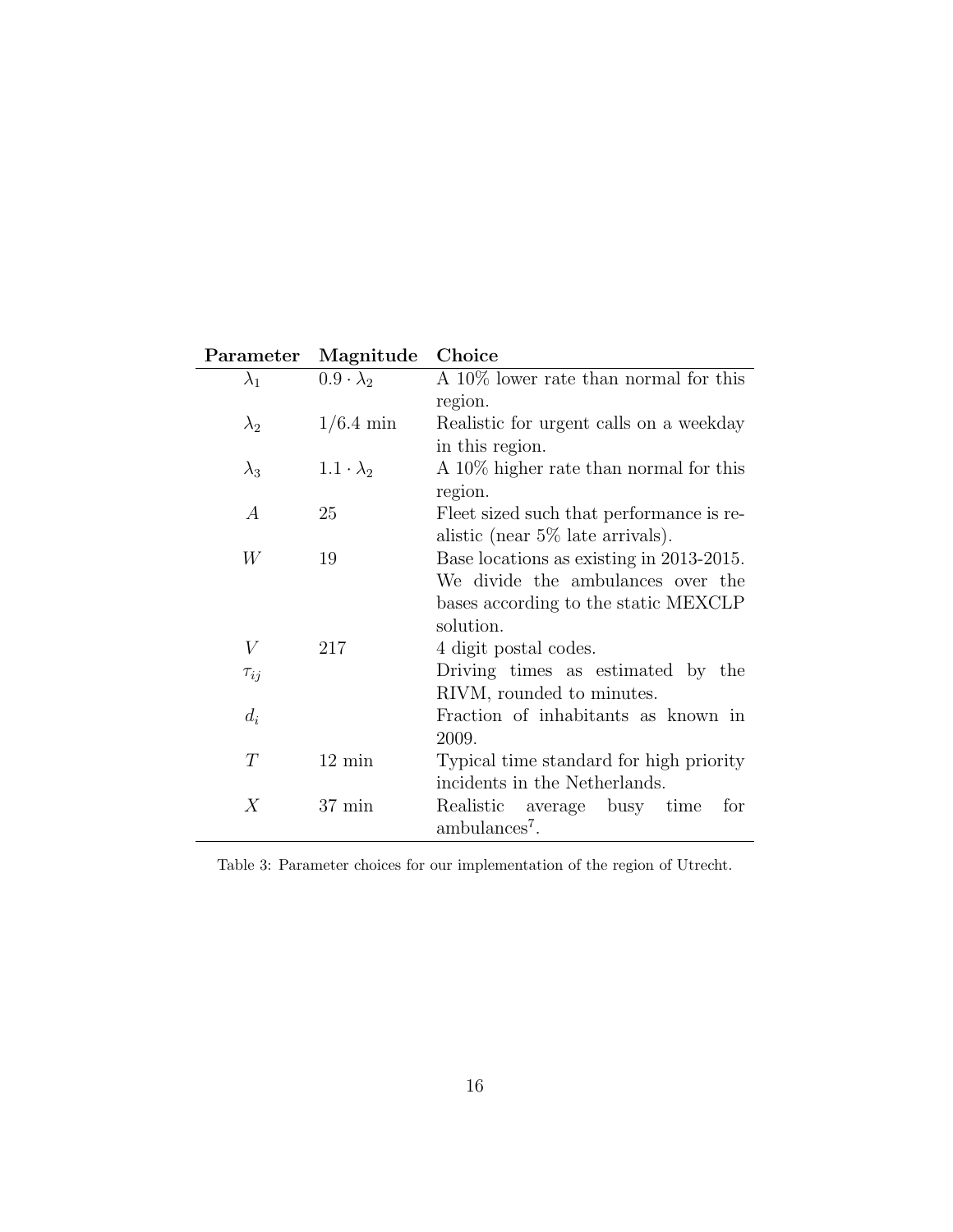| Parameter | Magnitude | Choice |
|---|---|---|
| $\lambda_1$ | $0.9 \cdot \lambda_2$ | A 10% lower rate than normal for this region. |
| $\lambda_2$ | $1/6.4$ min | Realistic for urgent calls on a weekday in this region. |
| $\lambda_3$ | $1.1 \cdot \lambda_2$ | A 10% higher rate than normal for this region. |
| $A$ | 25 | Fleet sized such that performance is realistic (near 5% late arrivals). |
| $W$ | 19 | Base locations as existing in 2013-2015. We divide the ambulances over the bases according to the static MEXCLP solution. |
| $V$ | 217 | 4 digit postal codes. |
| $\tau_{ij}$ | | Driving times as estimated by the RIVM, rounded to minutes. |
| $d_i$ | | Fraction of inhabitants as known in 2009. |
| $T$ | 12 min | Typical time standard for high priority incidents in the Netherlands. |
| $X$ | 37 min | Realistic average busy time for ambulances[7]. |

Table 3: Parameter choices for our implementation of the region of Utrecht.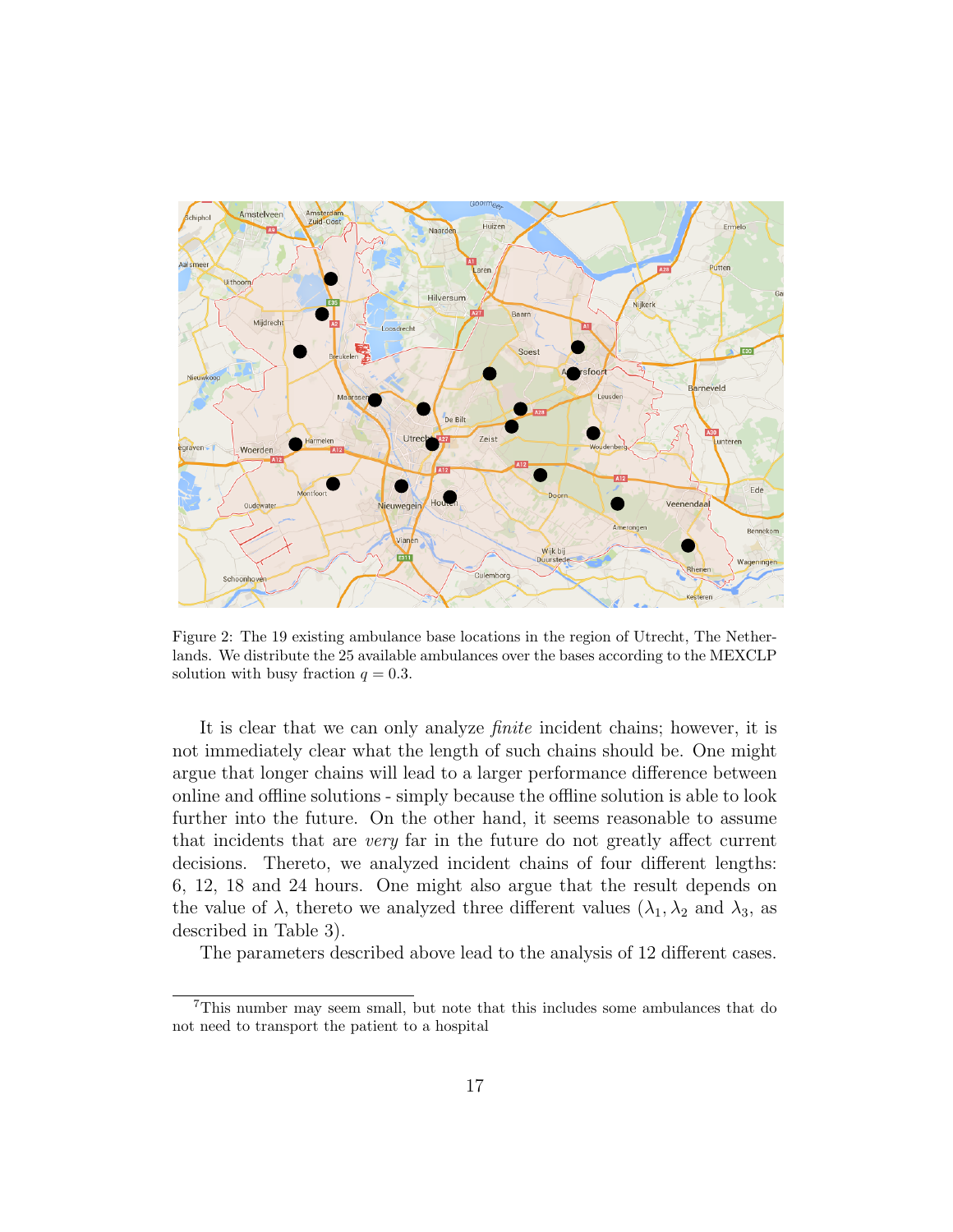Figure 2: The 19 existing ambulance base locations in the region of Utrecht, The Netherlands. We distribute the 25 available ambulances over the bases according to the MEXCLP solution with busy fraction $q = 0.3$.

It is clear that we can only analyze *finite* incident chains; however, it is not immediately clear what the length of such chains should be. One might argue that longer chains will lead to a larger performance difference between online and offline solutions - simply because the offline solution is able to look further into the future. On the other hand, it seems reasonable to assume that incidents that are *very* far in the future do not greatly affect current decisions. Thereto, we analyzed incident chains of four different lengths: 6, 12, 18 and 24 hours. One might also argue that the result depends on the value of $\lambda$, thereto we analyzed three different values ($\lambda_1, \lambda_2$ and $\lambda_3$, as described in Table 3).

The parameters described above lead to the analysis of 12 different cases.

[7] This number may seem small, but note that this includes some ambulances that do not need to transport the patient to a hospital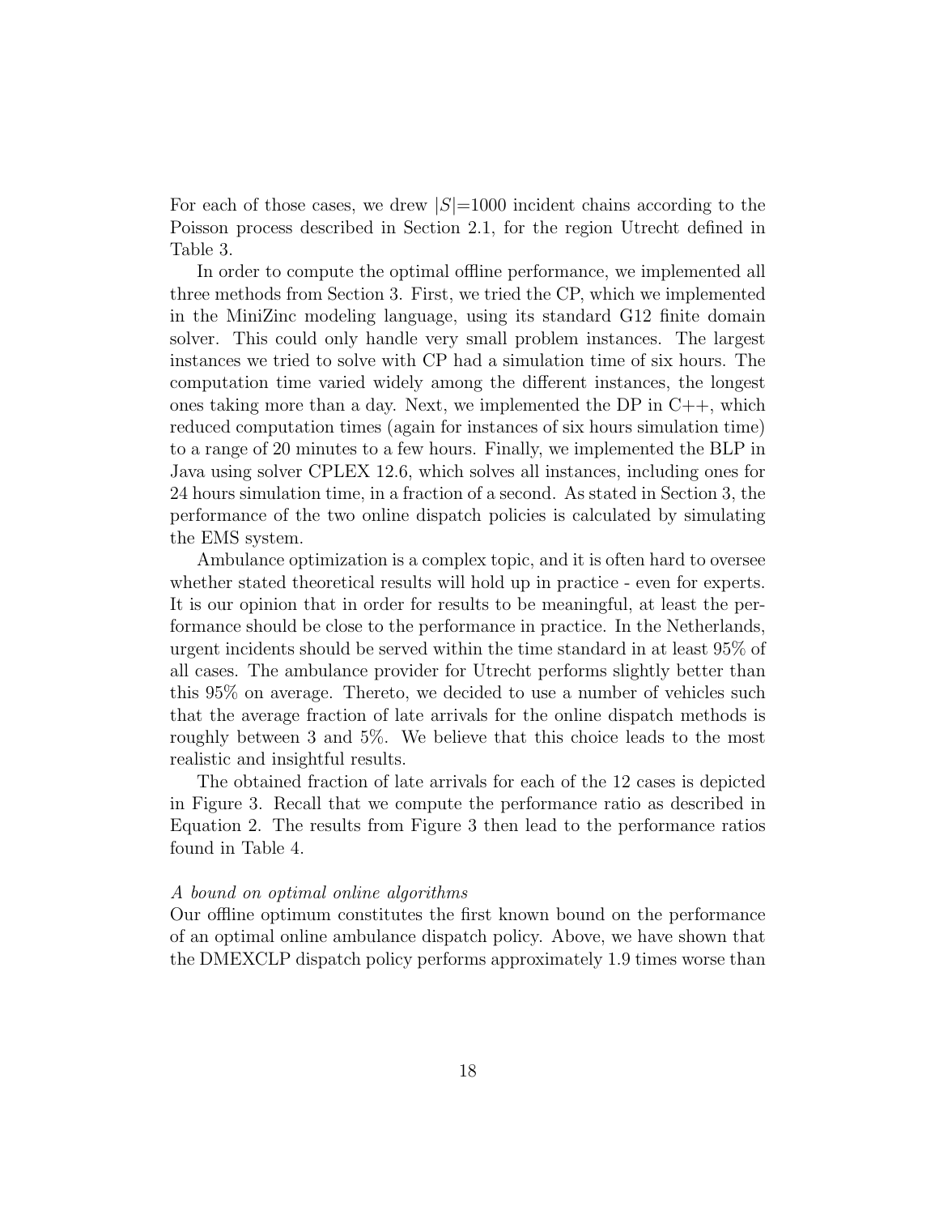For each of those cases, we drew $|S|$=1000 incident chains according to the Poisson process described in Section 2.1, for the region Utrecht defined in Table 3.

In order to compute the optimal offline performance, we implemented all three methods from Section 3. First, we tried the CP, which we implemented in the MiniZinc modeling language, using its standard G12 finite domain solver. This could only handle very small problem instances. The largest instances we tried to solve with CP had a simulation time of six hours. The computation time varied widely among the different instances, the longest ones taking more than a day. Next, we implemented the DP in C++, which reduced computation times (again for instances of six hours simulation time) to a range of 20 minutes to a few hours. Finally, we implemented the BLP in Java using solver CPLEX 12.6, which solves all instances, including ones for 24 hours simulation time, in a fraction of a second. As stated in Section 3, the performance of the two online dispatch policies is calculated by simulating the EMS system.

Ambulance optimization is a complex topic, and it is often hard to oversee whether stated theoretical results will hold up in practice - even for experts. It is our opinion that in order for results to be meaningful, at least the performance should be close to the performance in practice. In the Netherlands, urgent incidents should be served within the time standard in at least 95% of all cases. The ambulance provider for Utrecht performs slightly better than this 95% on average. Thereto, we decided to use a number of vehicles such that the average fraction of late arrivals for the online dispatch methods is roughly between 3 and 5%. We believe that this choice leads to the most realistic and insightful results.

The obtained fraction of late arrivals for each of the 12 cases is depicted in Figure 3. Recall that we compute the performance ratio as described in Equation 2. The results from Figure 3 then lead to the performance ratios found in Table 4.

*A bound on optimal online algorithms*

Our offline optimum constitutes the first known bound on the performance of an optimal online ambulance dispatch policy. Above, we have shown that the DMEXCLP dispatch policy performs approximately 1.9 times worse than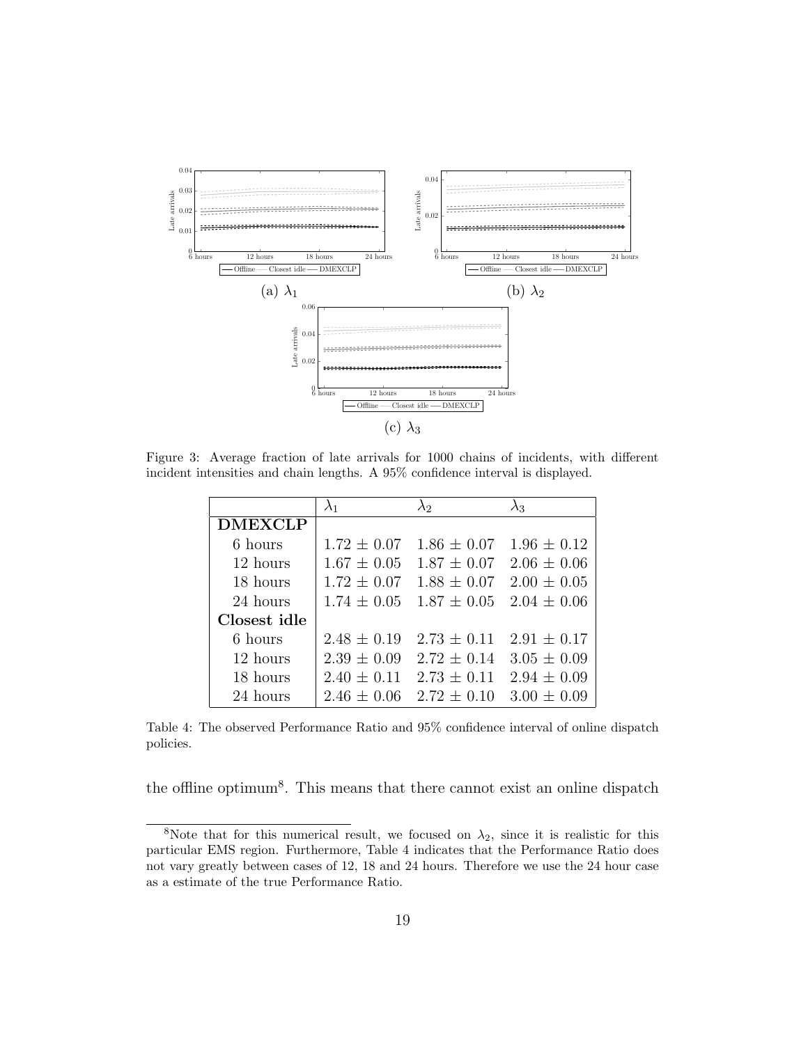Figure 3: Average fraction of late arrivals for 1000 chains of incidents, with different incident intensities and chain lengths. A 95% confidence interval is displayed.

(a) $\lambda_1$

(b) $\lambda_2$

(c) $\lambda_3$

| | $\lambda_1$ | $\lambda_2$ | $\lambda_3$ |
|---|---|---|---|
| **DMEXCLP** | | | |
| 6 hours | $1.72 \pm 0.07$ | $1.86 \pm 0.07$ | $1.96 \pm 0.12$ |
| 12 hours | $1.67 \pm 0.05$ | $1.87 \pm 0.07$ | $2.06 \pm 0.06$ |
| 18 hours | $1.72 \pm 0.07$ | $1.88 \pm 0.07$ | $2.00 \pm 0.05$ |
| 24 hours | $1.74 \pm 0.05$ | $1.87 \pm 0.05$ | $2.04 \pm 0.06$ |
| **Closest idle** | | | |
| 6 hours | $2.48 \pm 0.19$ | $2.73 \pm 0.11$ | $2.91 \pm 0.17$ |
| 12 hours | $2.39 \pm 0.09$ | $2.72 \pm 0.14$ | $3.05 \pm 0.09$ |
| 18 hours | $2.40 \pm 0.11$ | $2.73 \pm 0.11$ | $2.94 \pm 0.09$ |
| 24 hours | $2.46 \pm 0.06$ | $2.72 \pm 0.10$ | $3.00 \pm 0.09$ |

Table 4: The observed Performance Ratio and 95% confidence interval of online dispatch policies.

the offline optimum[8]. This means that there cannot exist an online dispatch

[8] Note that for this numerical result, we focused on $\lambda_2$, since it is realistic for this particular EMS region. Furthermore, Table 4 indicates that the Performance Ratio does not vary greatly between cases of 12, 18 and 24 hours. Therefore we use the 24 hour case as a estimate of the true Performance Ratio.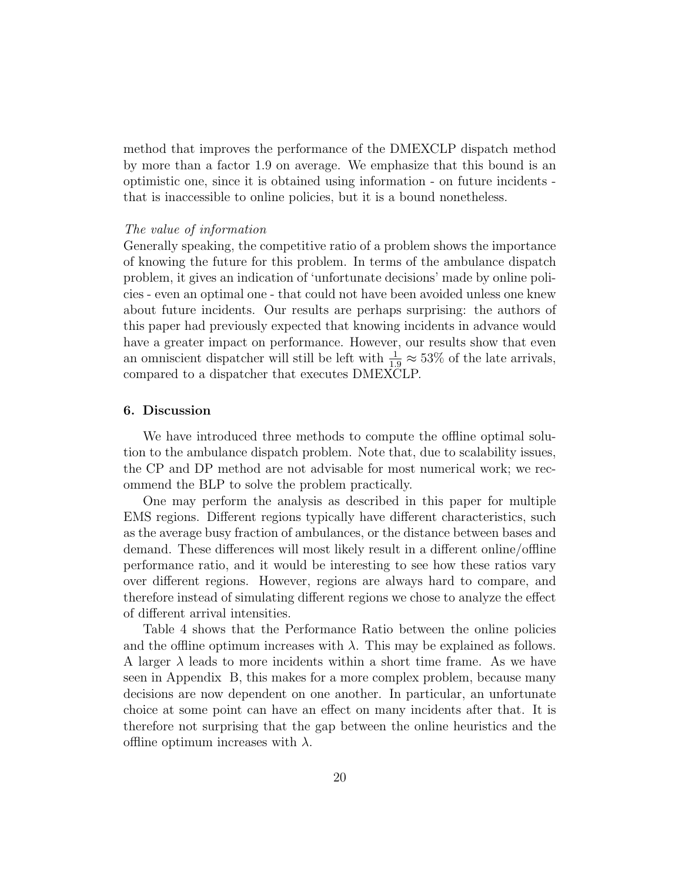method that improves the performance of the DMEXCLP dispatch method by more than a factor 1.9 on average. We emphasize that this bound is an optimistic one, since it is obtained using information - on future incidents - that is inaccessible to online policies, but it is a bound nonetheless.

*The value of information*
Generally speaking, the competitive ratio of a problem shows the importance of knowing the future for this problem. In terms of the ambulance dispatch problem, it gives an indication of 'unfortunate decisions' made by online policies - even an optimal one - that could not have been avoided unless one knew about future incidents. Our results are perhaps surprising: the authors of this paper had previously expected that knowing incidents in advance would have a greater impact on performance. However, our results show that even an omniscient dispatcher will still be left with $\frac{1}{1.9} \approx 53\%$ of the late arrivals, compared to a dispatcher that executes DMEXCLP.

## 6. Discussion

We have introduced three methods to compute the offline optimal solution to the ambulance dispatch problem. Note that, due to scalability issues, the CP and DP method are not advisable for most numerical work; we recommend the BLP to solve the problem practically.

One may perform the analysis as described in this paper for multiple EMS regions. Different regions typically have different characteristics, such as the average busy fraction of ambulances, or the distance between bases and demand. These differences will most likely result in a different online/offline performance ratio, and it would be interesting to see how these ratios vary over different regions. However, regions are always hard to compare, and therefore instead of simulating different regions we chose to analyze the effect of different arrival intensities.

Table 4 shows that the Performance Ratio between the online policies and the offline optimum increases with $\lambda$. This may be explained as follows. A larger $\lambda$ leads to more incidents within a short time frame. As we have seen in Appendix B, this makes for a more complex problem, because many decisions are now dependent on one another. In particular, an unfortunate choice at some point can have an effect on many incidents after that. It is therefore not surprising that the gap between the online heuristics and the offline optimum increases with $\lambda$.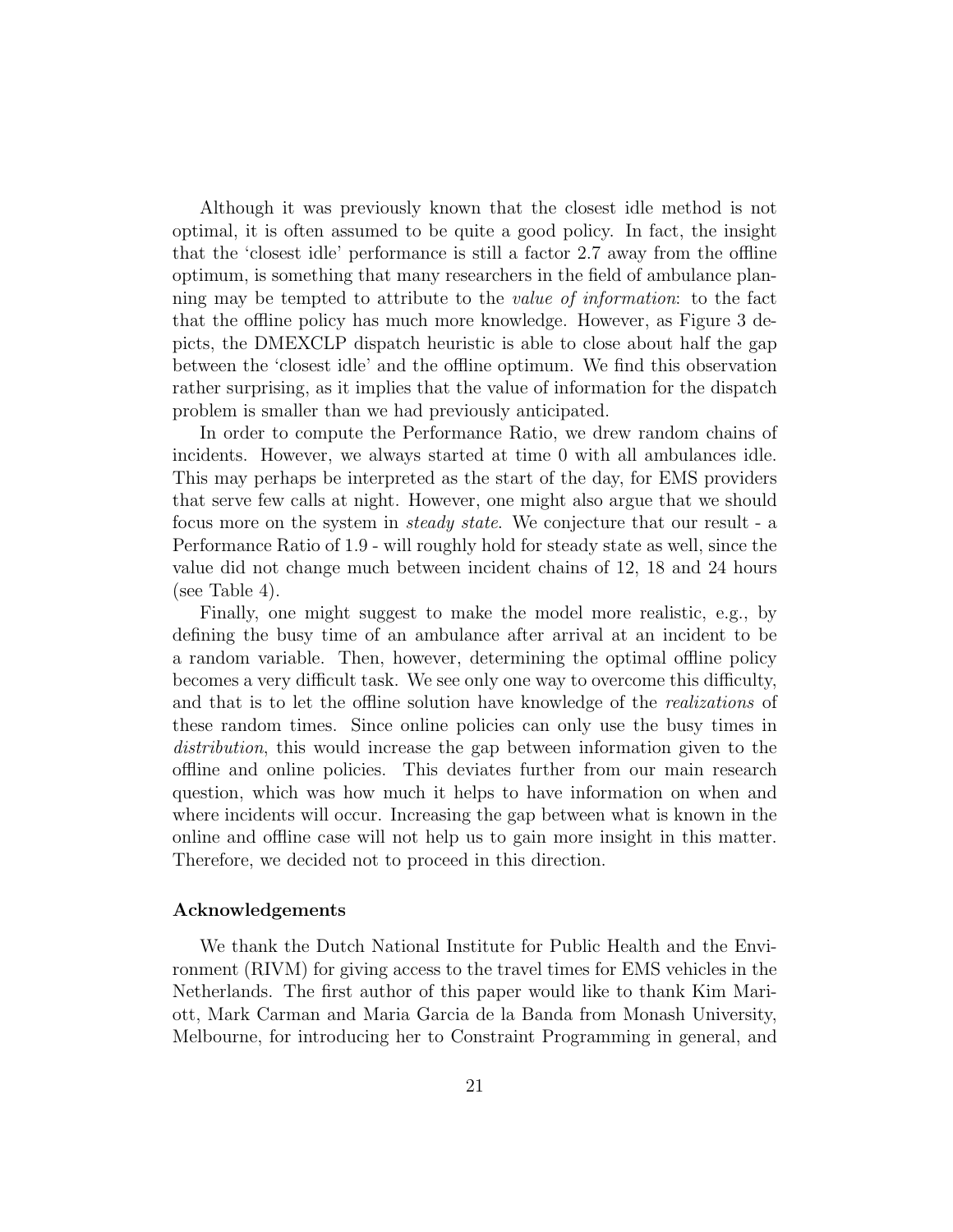Although it was previously known that the closest idle method is not optimal, it is often assumed to be quite a good policy. In fact, the insight that the 'closest idle' performance is still a factor 2.7 away from the offline optimum, is something that many researchers in the field of ambulance planning may be tempted to attribute to the *value of information*: to the fact that the offline policy has much more knowledge. However, as Figure 3 depicts, the DMEXCLP dispatch heuristic is able to close about half the gap between the 'closest idle' and the offline optimum. We find this observation rather surprising, as it implies that the value of information for the dispatch problem is smaller than we had previously anticipated.

In order to compute the Performance Ratio, we drew random chains of incidents. However, we always started at time 0 with all ambulances idle. This may perhaps be interpreted as the start of the day, for EMS providers that serve few calls at night. However, one might also argue that we should focus more on the system in *steady state*. We conjecture that our result - a Performance Ratio of 1.9 - will roughly hold for steady state as well, since the value did not change much between incident chains of 12, 18 and 24 hours (see Table 4).

Finally, one might suggest to make the model more realistic, e.g., by defining the busy time of an ambulance after arrival at an incident to be a random variable. Then, however, determining the optimal offline policy becomes a very difficult task. We see only one way to overcome this difficulty, and that is to let the offline solution have knowledge of the *realizations* of these random times. Since online policies can only use the busy times in *distribution*, this would increase the gap between information given to the offline and online policies. This deviates further from our main research question, which was how much it helps to have information on when and where incidents will occur. Increasing the gap between what is known in the online and offline case will not help us to gain more insight in this matter. Therefore, we decided not to proceed in this direction.

**Acknowledgements**

We thank the Dutch National Institute for Public Health and the Environment (RIVM) for giving access to the travel times for EMS vehicles in the Netherlands. The first author of this paper would like to thank Kim Mariott, Mark Carman and Maria Garcia de la Banda from Monash University, Melbourne, for introducing her to Constraint Programming in general, and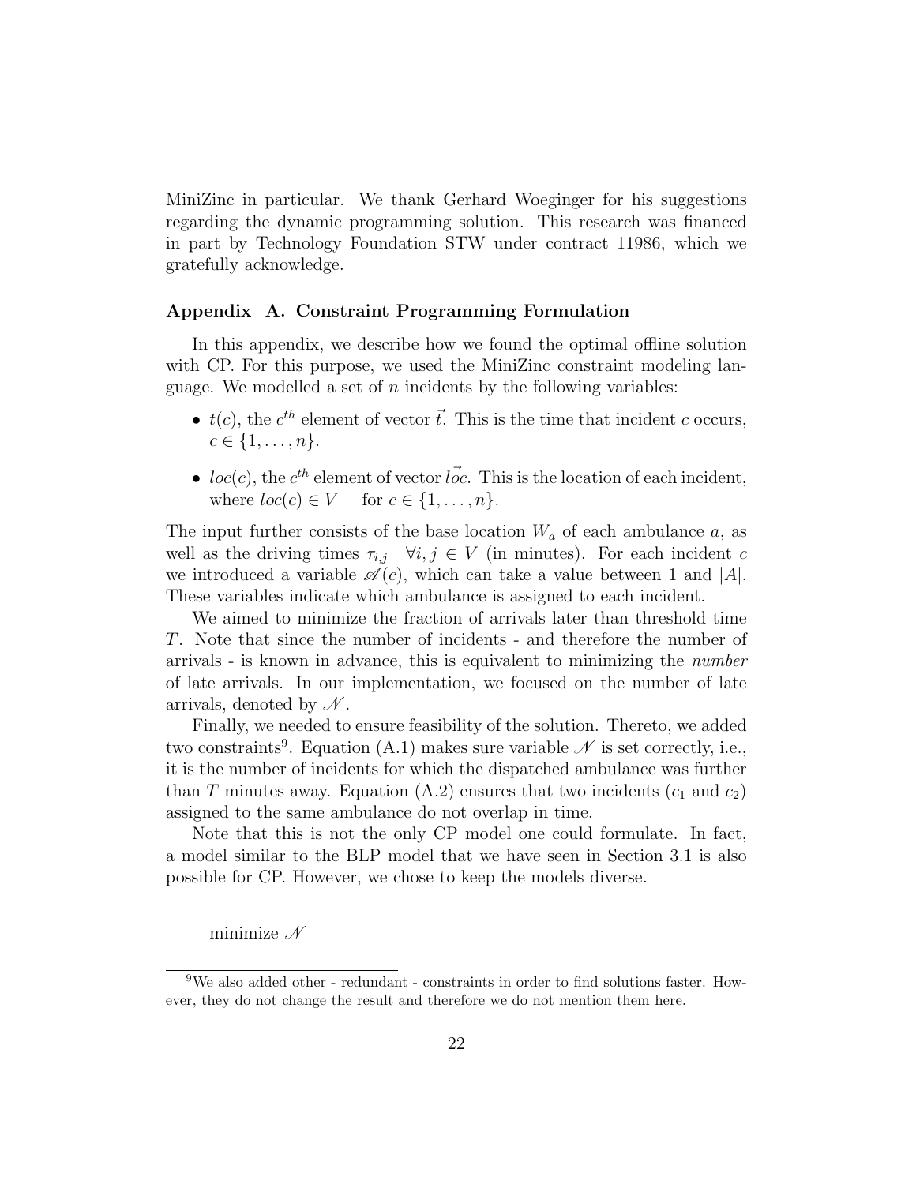MiniZinc in particular. We thank Gerhard Woeginger for his suggestions regarding the dynamic programming solution. This research was financed in part by Technology Foundation STW under contract 11986, which we gratefully acknowledge.

## Appendix A. Constraint Programming Formulation

In this appendix, we describe how we found the optimal offline solution with CP. For this purpose, we used the MiniZinc constraint modeling language. We modelled a set of $n$ incidents by the following variables:

- $t(c)$, the $c^{th}$ element of vector $\vec{t}$. This is the time that incident $c$ occurs, $c \in \{1, \ldots, n\}$.
- $loc(c)$, the $c^{th}$ element of vector $\vec{loc}$. This is the location of each incident, where $loc(c) \in V \quad$ for $c \in \{1, \ldots, n\}$.

The input further consists of the base location $W_a$ of each ambulance $a$, as well as the driving times $\tau_{i,j} \quad \forall i, j \in V$ (in minutes). For each incident $c$ we introduced a variable $\mathscr{A}(c)$, which can take a value between 1 and $|A|$. These variables indicate which ambulance is assigned to each incident.

We aimed to minimize the fraction of arrivals later than threshold time $T$. Note that since the number of incidents - and therefore the number of arrivals - is known in advance, this is equivalent to minimizing the *number* of late arrivals. In our implementation, we focused on the number of late arrivals, denoted by $\mathscr{N}$.

Finally, we needed to ensure feasibility of the solution. Thereto, we added two constraints[9]. Equation (A.1) makes sure variable $\mathscr{N}$ is set correctly, i.e., it is the number of incidents for which the dispatched ambulance was further than $T$ minutes away. Equation (A.2) ensures that two incidents ($c_1$ and $c_2$) assigned to the same ambulance do not overlap in time.

Note that this is not the only CP model one could formulate. In fact, a model similar to the BLP model that we have seen in Section 3.1 is also possible for CP. However, we chose to keep the models diverse.

minimize $\mathscr{N}$

[9] We also added other - redundant - constraints in order to find solutions faster. However, they do not change the result and therefore we do not mention them here.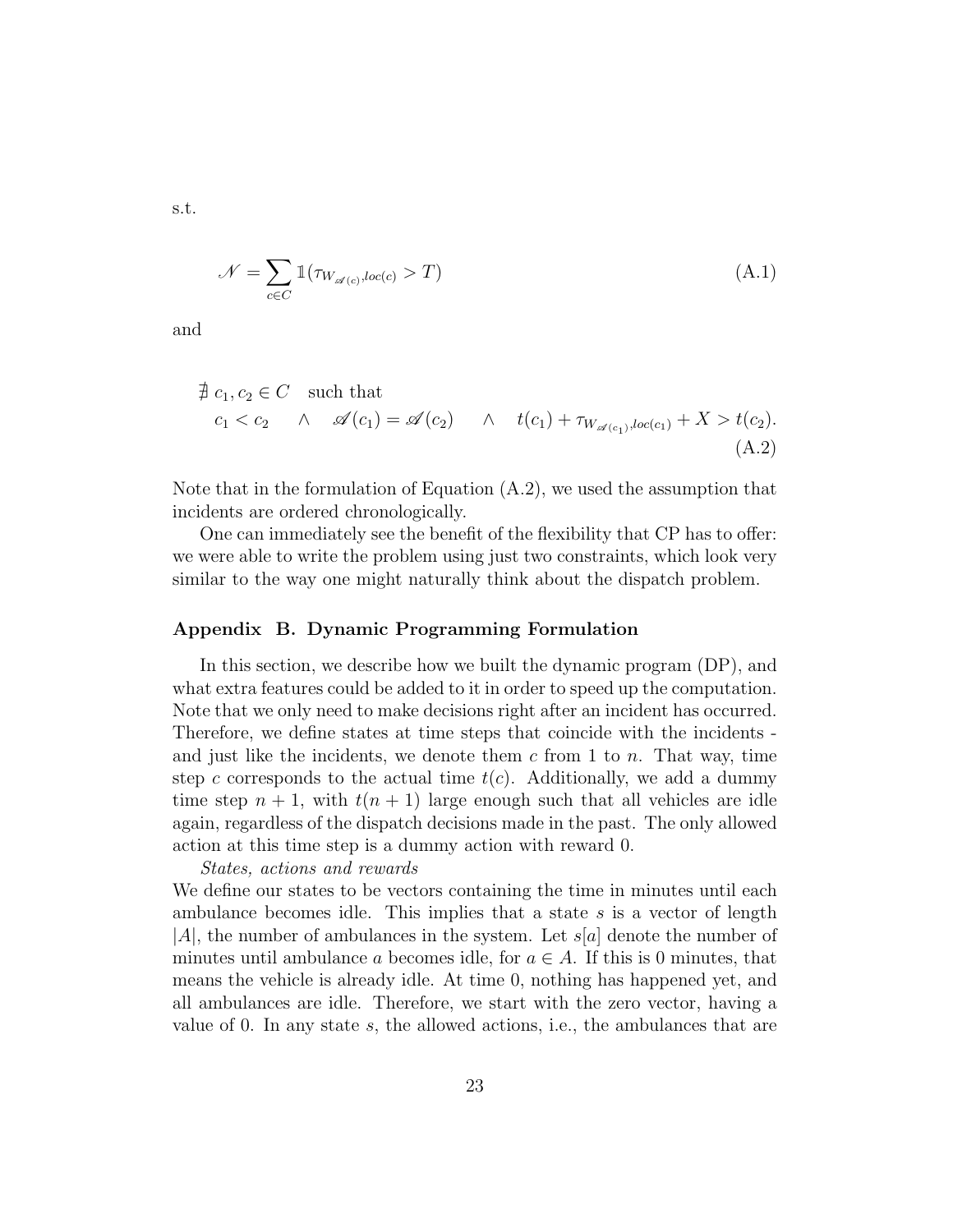s.t.

$$
\mathscr{N} = \sum_{c \in C} \mathbb{1}(\tau_{W_{\mathscr{A}(c)}, loc(c)} > T) \tag{A.1}
$$

and

$$
\begin{aligned}
&\nexists\ c_1, c_2 \in C \quad \text{such that} \\
&\quad c_1 < c_2 \quad \wedge \quad \mathscr{A}(c_1) = \mathscr{A}(c_2) \quad \wedge \quad t(c_1) + \tau_{W_{\mathscr{A}(c_1)}, loc(c_1)} + X > t(c_2).
\end{aligned} \tag{A.2}
$$

Note that in the formulation of Equation (A.2), we used the assumption that incidents are ordered chronologically.

One can immediately see the benefit of the flexibility that CP has to offer: we were able to write the problem using just two constraints, which look very similar to the way one might naturally think about the dispatch problem.

## Appendix B. Dynamic Programming Formulation

In this section, we describe how we built the dynamic program (DP), and what extra features could be added to it in order to speed up the computation. Note that we only need to make decisions right after an incident has occurred. Therefore, we define states at time steps that coincide with the incidents - and just like the incidents, we denote them $c$ from 1 to $n$. That way, time step $c$ corresponds to the actual time $t(c)$. Additionally, we add a dummy time step $n+1$, with $t(n+1)$ large enough such that all vehicles are idle again, regardless of the dispatch decisions made in the past. The only allowed action at this time step is a dummy action with reward 0.

*States, actions and rewards*

We define our states to be vectors containing the time in minutes until each ambulance becomes idle. This implies that a state $s$ is a vector of length $|A|$, the number of ambulances in the system. Let $s[a]$ denote the number of minutes until ambulance $a$ becomes idle, for $a \in A$. If this is 0 minutes, that means the vehicle is already idle. At time 0, nothing has happened yet, and all ambulances are idle. Therefore, we start with the zero vector, having a value of 0. In any state $s$, the allowed actions, i.e., the ambulances that are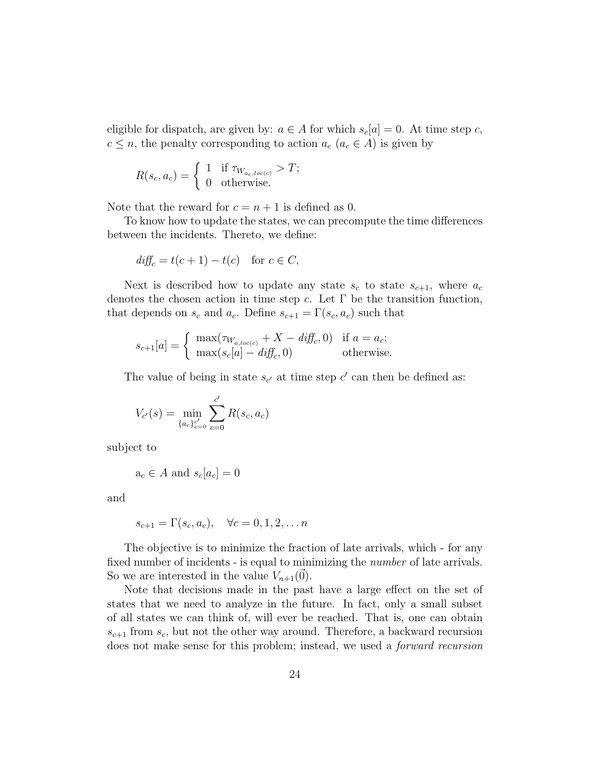eligible for dispatch, are given by: $a \in A$ for which $s_c[a] = 0$. At time step $c$, $c \leq n$, the penalty corresponding to action $a_c$ ($a_c \in A$) is given by

$$R(s_c, a_c) = \begin{cases} 1 & \text{if } \tau_{W_{a_c, loc(c)}} > T; \\ 0 & \text{otherwise.} \end{cases}$$

Note that the reward for $c = n + 1$ is defined as 0.

To know how to update the states, we can precompute the time differences between the incidents. Thereto, we define:

$$\mathit{diff}_c = t(c+1) - t(c) \quad \text{for } c \in C,$$

Next is described how to update any state $s_c$ to state $s_{c+1}$, where $a_c$ denotes the chosen action in time step $c$. Let $\Gamma$ be the transition function, that depends on $s_c$ and $a_c$. Define $s_{c+1} = \Gamma(s_c, a_c)$ such that

$$s_{c+1}[a] = \begin{cases} \max(\tau_{W_{a, loc(c)}} + X - \mathit{diff}_c, 0) & \text{if } a = a_c; \\ \max(s_c[a] - \mathit{diff}_c, 0) & \text{otherwise.} \end{cases}$$

The value of being in state $s_{c'}$ at time step $c'$ can then be defined as:

$$V_{c'}(s) = \min_{\{a_c\}_{c=0}^{c'}} \sum_{c=0}^{c'} R(s_c, a_c)$$

subject to

$$\mathrm{a}_c \in A \text{ and } s_c[a_c] = 0$$

and

$$s_{c+1} = \Gamma(s_c, a_c), \quad \forall c = 0, 1, 2, \ldots n$$

The objective is to minimize the fraction of late arrivals, which - for any fixed number of incidents - is equal to minimizing the *number* of late arrivals. So we are interested in the value $V_{n+1}(\vec{0})$.

Note that decisions made in the past have a large effect on the set of states that we need to analyze in the future. In fact, only a small subset of all states we can think of, will ever be reached. That is, one can obtain $s_{c+1}$ from $s_c$, but not the other way around. Therefore, a backward recursion does not make sense for this problem; instead, we used a *forward recursion*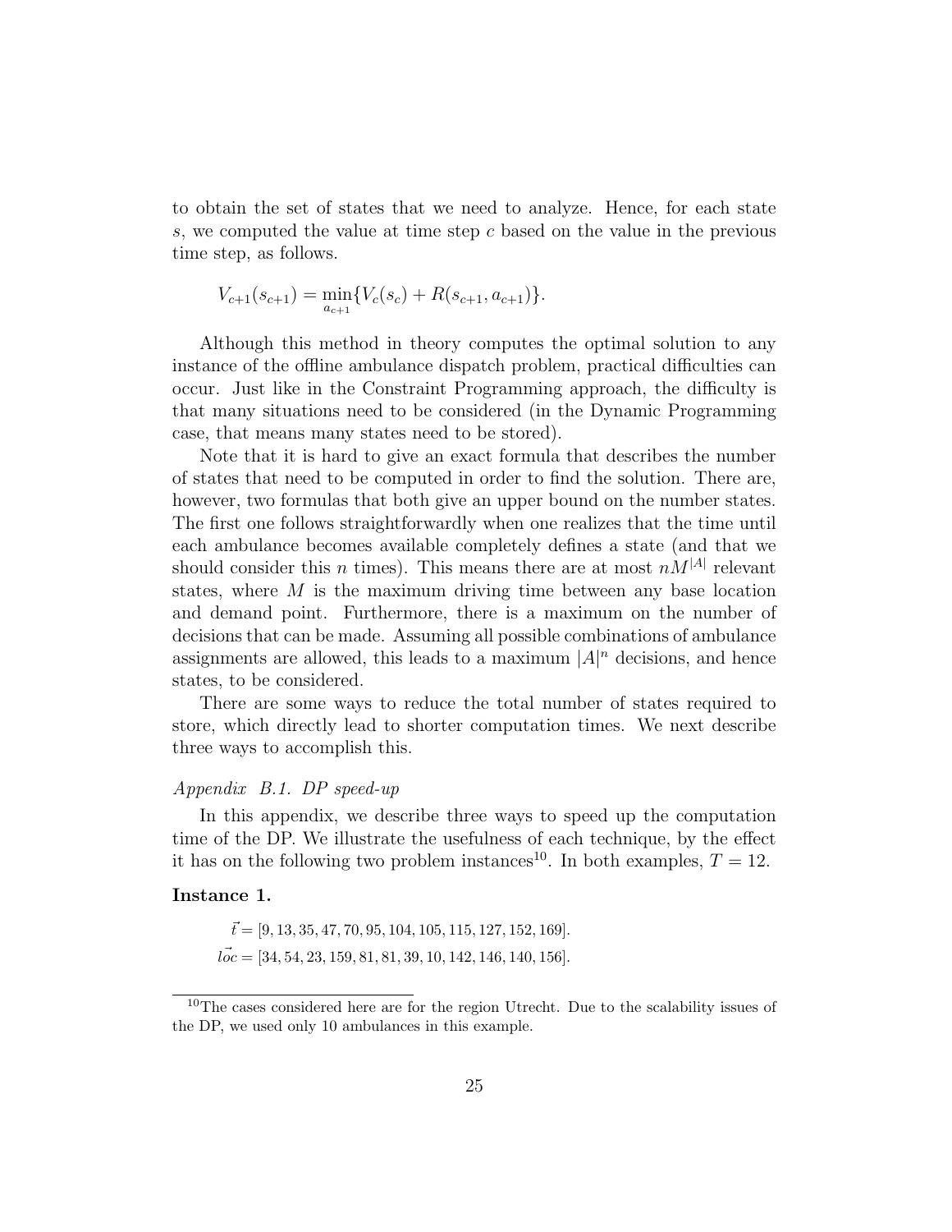to obtain the set of states that we need to analyze. Hence, for each state $s$, we computed the value at time step $c$ based on the value in the previous time step, as follows.

$$V_{c+1}(s_{c+1}) = \min_{a_{c+1}} \{V_c(s_c) + R(s_{c+1}, a_{c+1})\}.$$

Although this method in theory computes the optimal solution to any instance of the offline ambulance dispatch problem, practical difficulties can occur. Just like in the Constraint Programming approach, the difficulty is that many situations need to be considered (in the Dynamic Programming case, that means many states need to be stored).

Note that it is hard to give an exact formula that describes the number of states that need to be computed in order to find the solution. There are, however, two formulas that both give an upper bound on the number states. The first one follows straightforwardly when one realizes that the time until each ambulance becomes available completely defines a state (and that we should consider this $n$ times). This means there are at most $nM^{|A|}$ relevant states, where $M$ is the maximum driving time between any base location and demand point. Furthermore, there is a maximum on the number of decisions that can be made. Assuming all possible combinations of ambulance assignments are allowed, this leads to a maximum $|A|^n$ decisions, and hence states, to be considered.

There are some ways to reduce the total number of states required to store, which directly lead to shorter computation times. We next describe three ways to accomplish this.

### *Appendix B.1. DP speed-up*

In this appendix, we describe three ways to speed up the computation time of the DP. We illustrate the usefulness of each technique, by the effect it has on the following two problem instances[10]. In both examples, $T = 12$.

**Instance 1.**

$$\vec{t} = [9, 13, 35, 47, 70, 95, 104, 105, 115, 127, 152, 169].$$
$$\vec{loc} = [34, 54, 23, 159, 81, 81, 39, 10, 142, 146, 140, 156].$$

---

[10] The cases considered here are for the region Utrecht. Due to the scalability issues of the DP, we used only 10 ambulances in this example.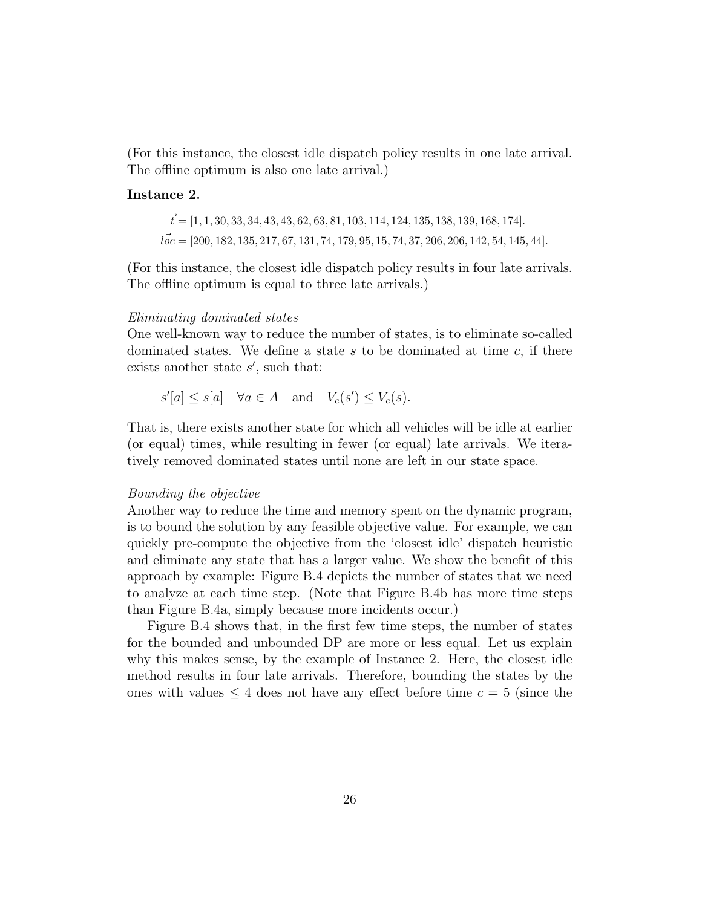(For this instance, the closest idle dispatch policy results in one late arrival. The offline optimum is also one late arrival.)

**Instance 2.**

$$\vec{t} = [1, 1, 30, 33, 34, 43, 43, 62, 63, 81, 103, 114, 124, 135, 138, 139, 168, 174].$$
$$\vec{loc} = [200, 182, 135, 217, 67, 131, 74, 179, 95, 15, 74, 37, 206, 206, 142, 54, 145, 44].$$

(For this instance, the closest idle dispatch policy results in four late arrivals. The offline optimum is equal to three late arrivals.)

*Eliminating dominated states*
One well-known way to reduce the number of states, is to eliminate so-called dominated states. We define a state $s$ to be dominated at time $c$, if there exists another state $s'$, such that:

$$s'[a] \leq s[a] \quad \forall a \in A \quad \text{and} \quad V_c(s') \leq V_c(s).$$

That is, there exists another state for which all vehicles will be idle at earlier (or equal) times, while resulting in fewer (or equal) late arrivals. We iteratively removed dominated states until none are left in our state space.

*Bounding the objective*
Another way to reduce the time and memory spent on the dynamic program, is to bound the solution by any feasible objective value. For example, we can quickly pre-compute the objective from the 'closest idle' dispatch heuristic and eliminate any state that has a larger value. We show the benefit of this approach by example: Figure B.4 depicts the number of states that we need to analyze at each time step. (Note that Figure B.4b has more time steps than Figure B.4a, simply because more incidents occur.)

Figure B.4 shows that, in the first few time steps, the number of states for the bounded and unbounded DP are more or less equal. Let us explain why this makes sense, by the example of Instance 2. Here, the closest idle method results in four late arrivals. Therefore, bounding the states by the ones with values $\leq 4$ does not have any effect before time $c = 5$ (since the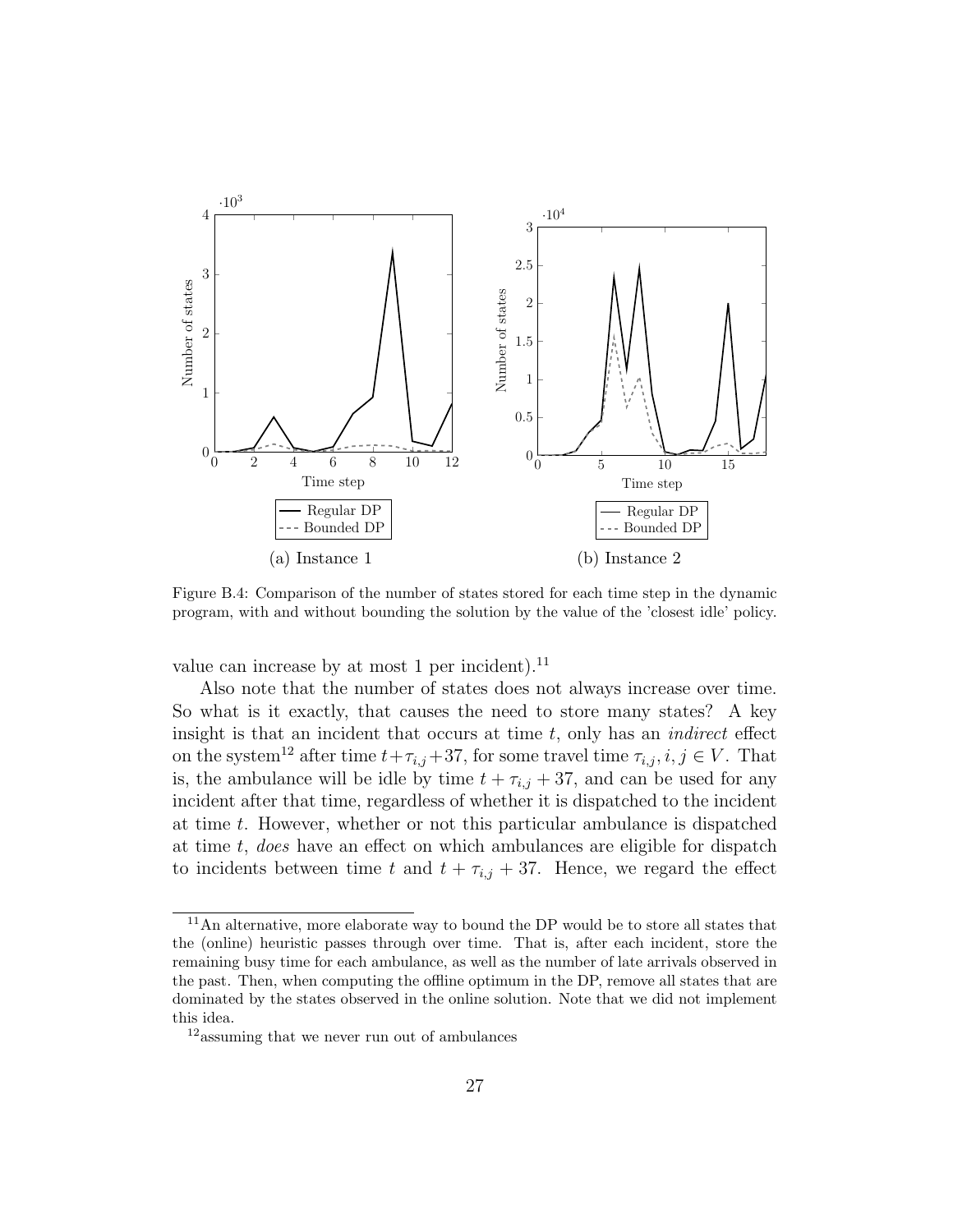Figure B.4: Comparison of the number of states stored for each time step in the dynamic program, with and without bounding the solution by the value of the 'closest idle' policy.

(a) Instance 1

(b) Instance 2

value can increase by at most 1 per incident).[11]

Also note that the number of states does not always increase over time. So what is it exactly, that causes the need to store many states? A key insight is that an incident that occurs at time $t$, only has an *indirect* effect on the system[12] after time $t+\tau_{i,j}+37$, for some travel time $\tau_{i,j}, i, j \in V$. That is, the ambulance will be idle by time $t + \tau_{i,j} + 37$, and can be used for any incident after that time, regardless of whether it is dispatched to the incident at time $t$. However, whether or not this particular ambulance is dispatched at time $t$, *does* have an effect on which ambulances are eligible for dispatch to incidents between time $t$ and $t + \tau_{i,j} + 37$. Hence, we regard the effect

[11] An alternative, more elaborate way to bound the DP would be to store all states that the (online) heuristic passes through over time. That is, after each incident, store the remaining busy time for each ambulance, as well as the number of late arrivals observed in the past. Then, when computing the offline optimum in the DP, remove all states that are dominated by the states observed in the online solution. Note that we did not implement this idea.

[12] assuming that we never run out of ambulances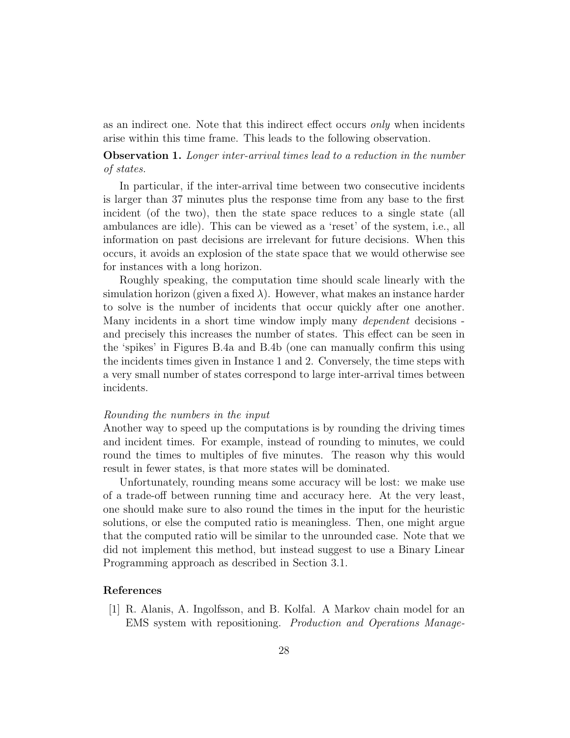as an indirect one. Note that this indirect effect occurs *only* when incidents arise within this time frame. This leads to the following observation.

**Observation 1.** *Longer inter-arrival times lead to a reduction in the number of states.*

In particular, if the inter-arrival time between two consecutive incidents is larger than 37 minutes plus the response time from any base to the first incident (of the two), then the state space reduces to a single state (all ambulances are idle). This can be viewed as a 'reset' of the system, i.e., all information on past decisions are irrelevant for future decisions. When this occurs, it avoids an explosion of the state space that we would otherwise see for instances with a long horizon.

Roughly speaking, the computation time should scale linearly with the simulation horizon (given a fixed $\lambda$). However, what makes an instance harder to solve is the number of incidents that occur quickly after one another. Many incidents in a short time window imply many *dependent* decisions - and precisely this increases the number of states. This effect can be seen in the 'spikes' in Figures B.4a and B.4b (one can manually confirm this using the incidents times given in Instance 1 and 2. Conversely, the time steps with a very small number of states correspond to large inter-arrival times between incidents.

*Rounding the numbers in the input*

Another way to speed up the computations is by rounding the driving times and incident times. For example, instead of rounding to minutes, we could round the times to multiples of five minutes. The reason why this would result in fewer states, is that more states will be dominated.

Unfortunately, rounding means some accuracy will be lost: we make use of a trade-off between running time and accuracy here. At the very least, one should make sure to also round the times in the input for the heuristic solutions, or else the computed ratio is meaningless. Then, one might argue that the computed ratio will be similar to the unrounded case. Note that we did not implement this method, but instead suggest to use a Binary Linear Programming approach as described in Section 3.1.

## References

[1] R. Alanis, A. Ingolfsson, and B. Kolfal. A Markov chain model for an EMS system with repositioning. *Production and Operations Manage-*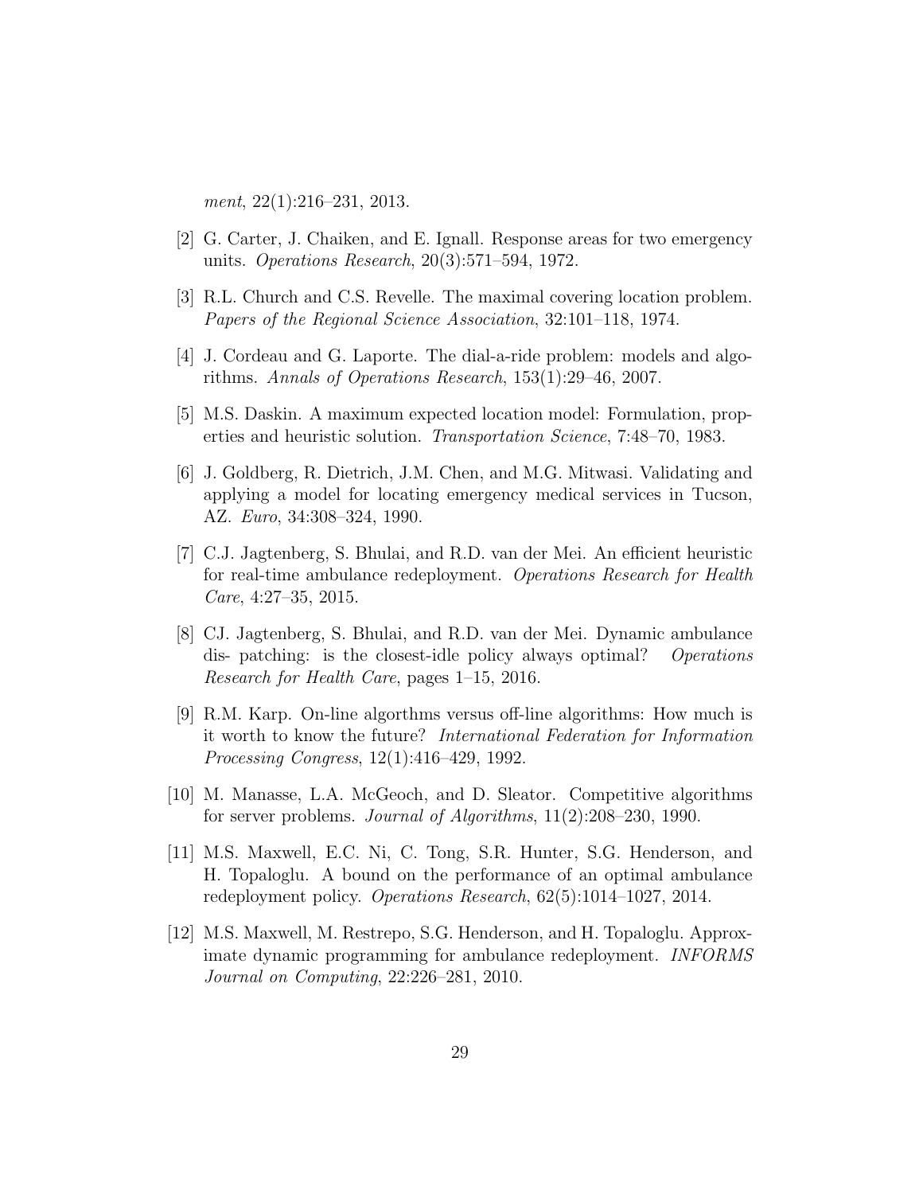*ment*, 22(1):216–231, 2013.

[2] G. Carter, J. Chaiken, and E. Ignall. Response areas for two emergency units. *Operations Research*, 20(3):571–594, 1972.

[3] R.L. Church and C.S. Revelle. The maximal covering location problem. *Papers of the Regional Science Association*, 32:101–118, 1974.

[4] J. Cordeau and G. Laporte. The dial-a-ride problem: models and algorithms. *Annals of Operations Research*, 153(1):29–46, 2007.

[5] M.S. Daskin. A maximum expected location model: Formulation, properties and heuristic solution. *Transportation Science*, 7:48–70, 1983.

[6] J. Goldberg, R. Dietrich, J.M. Chen, and M.G. Mitwasi. Validating and applying a model for locating emergency medical services in Tucson, AZ. *Euro*, 34:308–324, 1990.

[7] C.J. Jagtenberg, S. Bhulai, and R.D. van der Mei. An efficient heuristic for real-time ambulance redeployment. *Operations Research for Health Care*, 4:27–35, 2015.

[8] CJ. Jagtenberg, S. Bhulai, and R.D. van der Mei. Dynamic ambulance dis- patching: is the closest-idle policy always optimal? *Operations Research for Health Care*, pages 1–15, 2016.

[9] R.M. Karp. On-line algorthms versus off-line algorithms: How much is it worth to know the future? *International Federation for Information Processing Congress*, 12(1):416–429, 1992.

[10] M. Manasse, L.A. McGeoch, and D. Sleator. Competitive algorithms for server problems. *Journal of Algorithms*, 11(2):208–230, 1990.

[11] M.S. Maxwell, E.C. Ni, C. Tong, S.R. Hunter, S.G. Henderson, and H. Topaloglu. A bound on the performance of an optimal ambulance redeployment policy. *Operations Research*, 62(5):1014–1027, 2014.

[12] M.S. Maxwell, M. Restrepo, S.G. Henderson, and H. Topaloglu. Approximate dynamic programming for ambulance redeployment. *INFORMS Journal on Computing*, 22:226–281, 2010.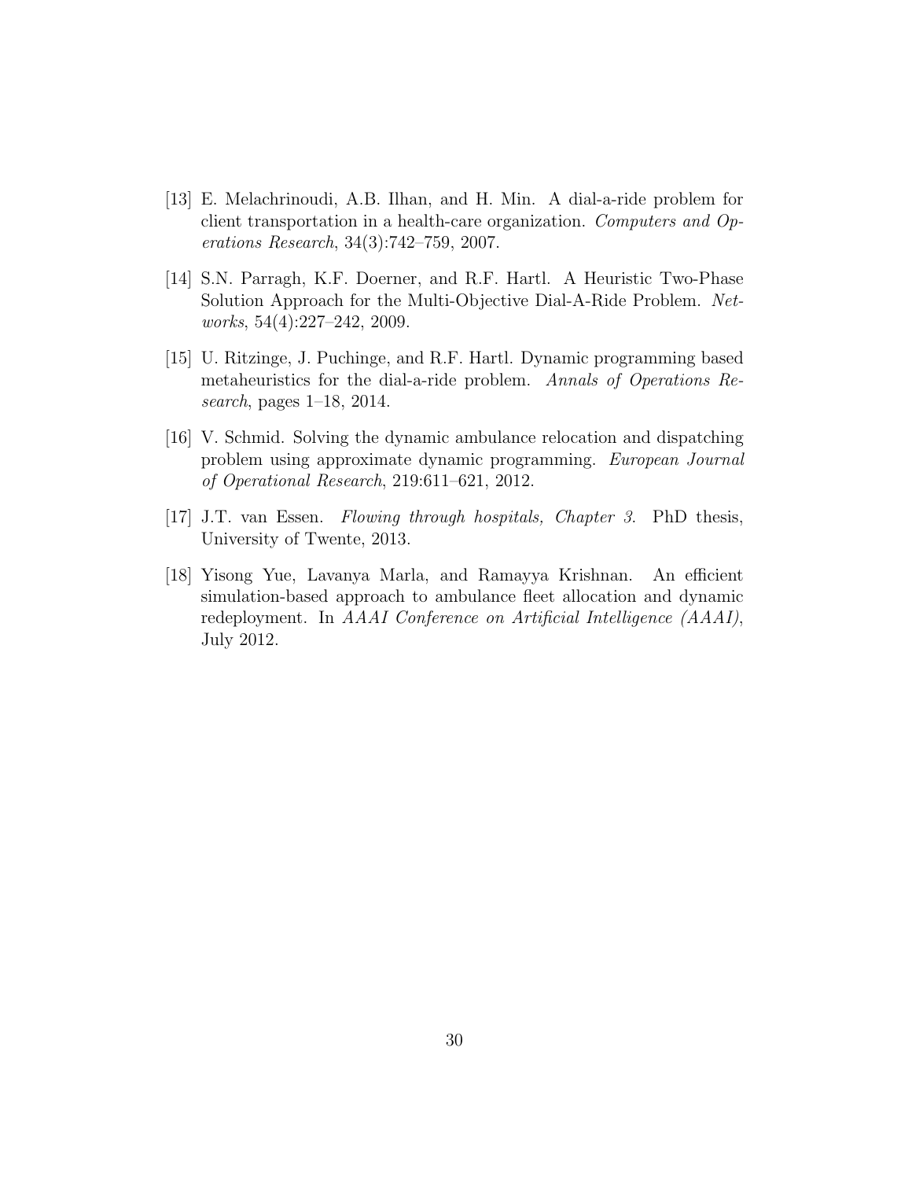[13] E. Melachrinoudi, A.B. Ilhan, and H. Min. A dial-a-ride problem for client transportation in a health-care organization. *Computers and Operations Research*, 34(3):742–759, 2007.

[14] S.N. Parragh, K.F. Doerner, and R.F. Hartl. A Heuristic Two-Phase Solution Approach for the Multi-Objective Dial-A-Ride Problem. *Networks*, 54(4):227–242, 2009.

[15] U. Ritzinge, J. Puchinge, and R.F. Hartl. Dynamic programming based metaheuristics for the dial-a-ride problem. *Annals of Operations Research*, pages 1–18, 2014.

[16] V. Schmid. Solving the dynamic ambulance relocation and dispatching problem using approximate dynamic programming. *European Journal of Operational Research*, 219:611–621, 2012.

[17] J.T. van Essen. *Flowing through hospitals, Chapter 3.* PhD thesis, University of Twente, 2013.

[18] Yisong Yue, Lavanya Marla, and Ramayya Krishnan. An efficient simulation-based approach to ambulance fleet allocation and dynamic redeployment. In *AAAI Conference on Artificial Intelligence (AAAI)*, July 2012.